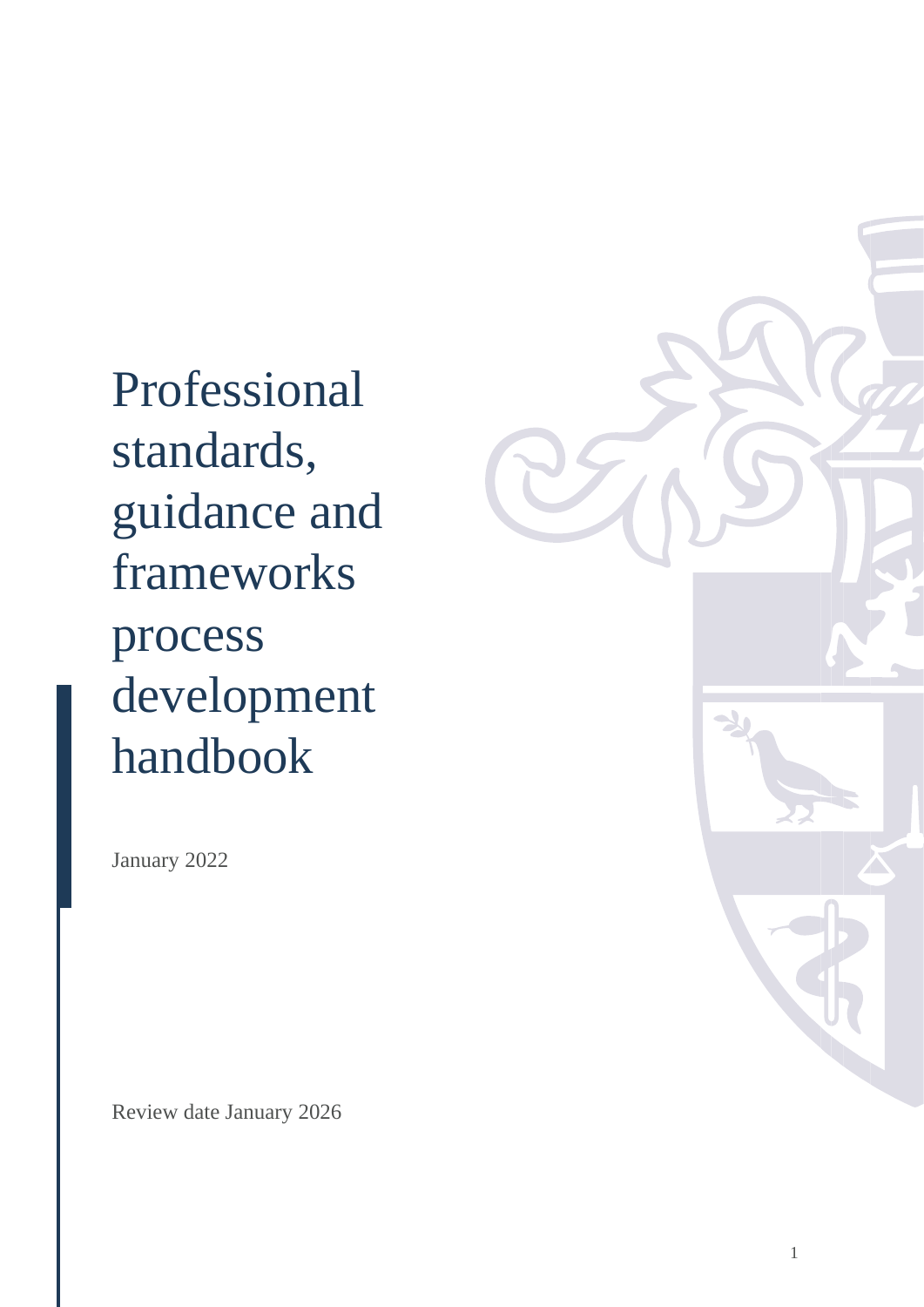# Professional standards, guidance and frameworks process development handbook

January 2022

Review date January 2026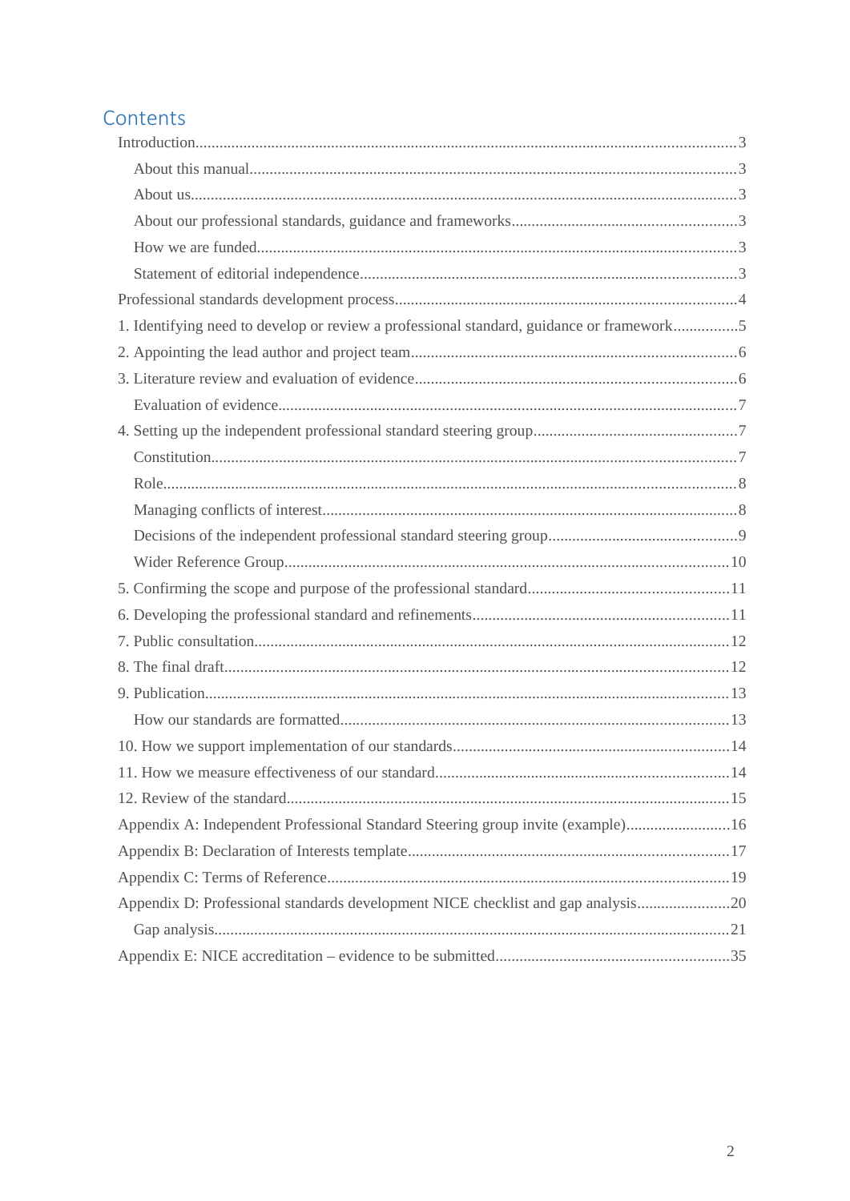# Contents

- Introduction ... 3
  - About this manual ... 3
  - About us ... 3
  - About our professional standards, guidance and frameworks ... 3
  - How we are funded ... 3
  - Statement of editorial independence ... 3
- Professional standards development process ... 4
- 1. Identifying need to develop or review a professional standard, guidance or framework ... 5
- 2. Appointing the lead author and project team ... 6
- 3. Literature review and evaluation of evidence ... 6
  - Evaluation of evidence ... 7
- 4. Setting up the independent professional standard steering group ... 7
  - Constitution ... 7
  - Role ... 8
  - Managing conflicts of interest ... 8
  - Decisions of the independent professional standard steering group ... 9
  - Wider Reference Group ... 10
- 5. Confirming the scope and purpose of the professional standard ... 11
- 6. Developing the professional standard and refinements ... 11
- 7. Public consultation ... 12
- 8. The final draft ... 12
- 9. Publication ... 13
  - How our standards are formatted ... 13
- 10. How we support implementation of our standards ... 14
- 11. How we measure effectiveness of our standard ... 14
- 12. Review of the standard ... 15
- Appendix A: Independent Professional Standard Steering group invite (example) ... 16
- Appendix B: Declaration of Interests template ... 17
- Appendix C: Terms of Reference ... 19
- Appendix D: Professional standards development NICE checklist and gap analysis ... 20
  - Gap analysis ... 21
- Appendix E: NICE accreditation – evidence to be submitted ... 35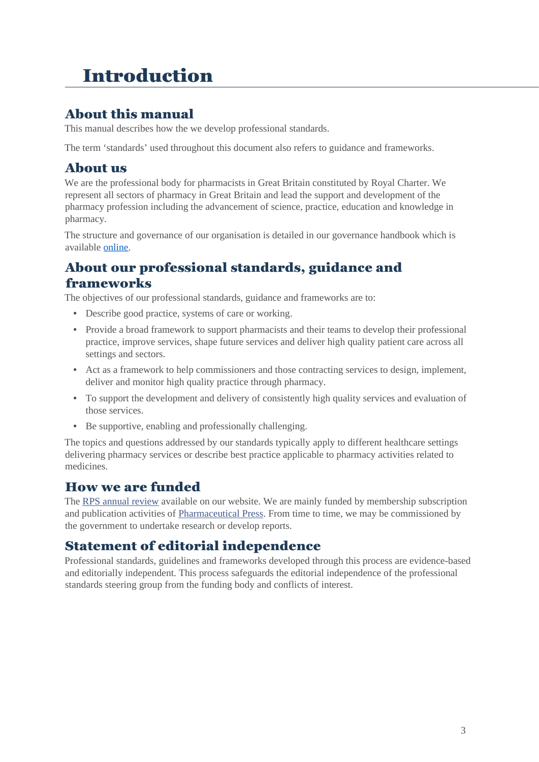# Introduction

## About this manual

This manual describes how the we develop professional standards.

The term 'standards' used throughout this document also refers to guidance and frameworks.

## About us

We are the professional body for pharmacists in Great Britain constituted by Royal Charter. We represent all sectors of pharmacy in Great Britain and lead the support and development of the pharmacy profession including the advancement of science, practice, education and knowledge in pharmacy.

The structure and governance of our organisation is detailed in our governance handbook which is available online.

## About our professional standards, guidance and frameworks

The objectives of our professional standards, guidance and frameworks are to:

- Describe good practice, systems of care or working.
- Provide a broad framework to support pharmacists and their teams to develop their professional practice, improve services, shape future services and deliver high quality patient care across all settings and sectors.
- Act as a framework to help commissioners and those contracting services to design, implement, deliver and monitor high quality practice through pharmacy.
- To support the development and delivery of consistently high quality services and evaluation of those services.
- Be supportive, enabling and professionally challenging.

The topics and questions addressed by our standards typically apply to different healthcare settings delivering pharmacy services or describe best practice applicable to pharmacy activities related to medicines.

## How we are funded

The RPS annual review available on our website. We are mainly funded by membership subscription and publication activities of Pharmaceutical Press. From time to time, we may be commissioned by the government to undertake research or develop reports.

## Statement of editorial independence

Professional standards, guidelines and frameworks developed through this process are evidence-based and editorially independent. This process safeguards the editorial independence of the professional standards steering group from the funding body and conflicts of interest.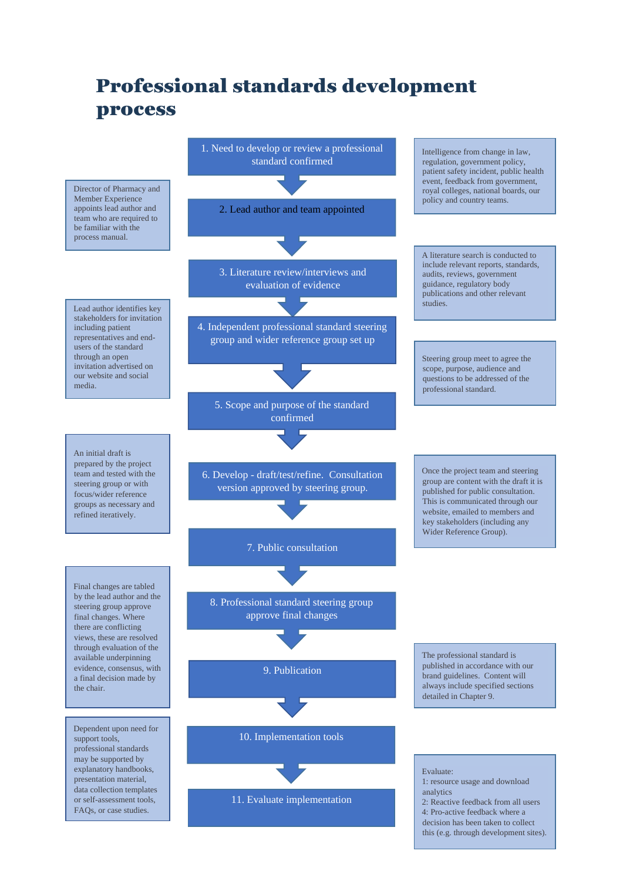# Professional standards development process

1. Need to develop or review a professional standard confirmed

> Intelligence from change in law, regulation, government policy, patient safety incident, public health event, feedback from government, royal colleges, national boards, our policy and country teams.

2. Lead author and team appointed

> Director of Pharmacy and Member Experience appoints lead author and team who are required to be familiar with the process manual.

3. Literature review/interviews and evaluation of evidence

> A literature search is conducted to include relevant reports, standards, audits, reviews, government guidance, regulatory body publications and other relevant studies.

4. Independent professional standard steering group and wider reference group set up

> Lead author identifies key stakeholders for invitation including patient representatives and end-users of the standard through an open invitation advertised on our website and social media.

> Steering group meet to agree the scope, purpose, audience and questions to be addressed of the professional standard.

5. Scope and purpose of the standard confirmed

6. Develop - draft/test/refine. Consultation version approved by steering group.

> An initial draft is prepared by the project team and tested with the steering group or with focus/wider reference groups as necessary and refined iteratively.

> Once the project team and steering group are content with the draft it is published for public consultation. This is communicated through our website, emailed to members and key stakeholders (including any Wider Reference Group).

7. Public consultation

8. Professional standard steering group approve final changes

> Final changes are tabled by the lead author and the steering group approve final changes. Where there are conflicting views, these are resolved through evaluation of the available underpinning evidence, consensus, with a final decision made by the chair.

9. Publication

> The professional standard is published in accordance with our brand guidelines. Content will always include specified sections detailed in Chapter 9.

10. Implementation tools

> Dependent upon need for support tools, professional standards may be supported by explanatory handbooks, presentation material, data collection templates or self-assessment tools, FAQs, or case studies.

11. Evaluate implementation

> Evaluate:
> 1: resource usage and download analytics
> 2: Reactive feedback from all users
> 4: Pro-active feedback where a decision has been taken to collect this (e.g. through development sites).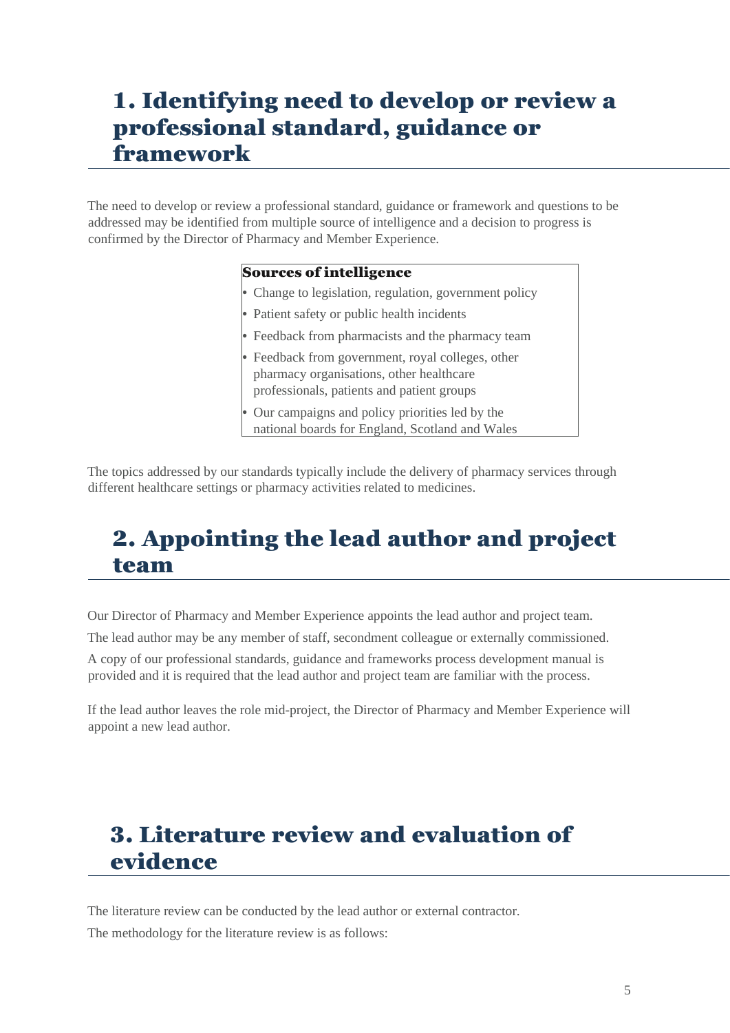## 1. Identifying need to develop or review a professional standard, guidance or framework

The need to develop or review a professional standard, guidance or framework and questions to be addressed may be identified from multiple source of intelligence and a decision to progress is confirmed by the Director of Pharmacy and Member Experience.

**Sources of intelligence**

- Change to legislation, regulation, government policy
- Patient safety or public health incidents
- Feedback from pharmacists and the pharmacy team
- Feedback from government, royal colleges, other pharmacy organisations, other healthcare professionals, patients and patient groups
- Our campaigns and policy priorities led by the national boards for England, Scotland and Wales

The topics addressed by our standards typically include the delivery of pharmacy services through different healthcare settings or pharmacy activities related to medicines.

## 2. Appointing the lead author and project team

Our Director of Pharmacy and Member Experience appoints the lead author and project team.

The lead author may be any member of staff, secondment colleague or externally commissioned.

A copy of our professional standards, guidance and frameworks process development manual is provided and it is required that the lead author and project team are familiar with the process.

If the lead author leaves the role mid-project, the Director of Pharmacy and Member Experience will appoint a new lead author.

## 3. Literature review and evaluation of evidence

The literature review can be conducted by the lead author or external contractor.

The methodology for the literature review is as follows: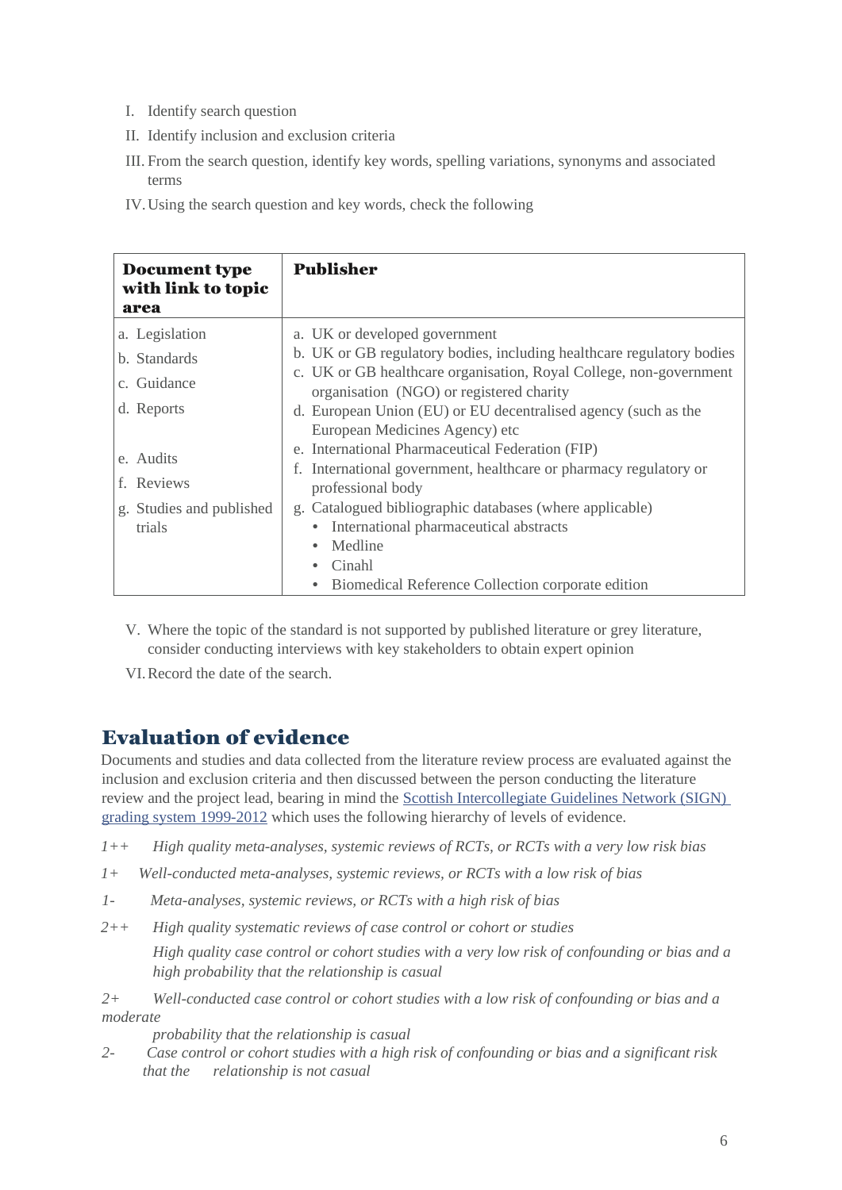I. Identify search question

II. Identify inclusion and exclusion criteria

III. From the search question, identify key words, spelling variations, synonyms and associated terms

IV. Using the search question and key words, check the following

| Document type with link to topic area | Publisher |
|---|---|
| a. Legislation | a. UK or developed government |
| b. Standards | b. UK or GB regulatory bodies, including healthcare regulatory bodies |
| c. Guidance | c. UK or GB healthcare organisation, Royal College, non-government organisation (NGO) or registered charity |
| d. Reports | d. European Union (EU) or EU decentralised agency (such as the European Medicines Agency) etc |
| e. Audits | e. International Pharmaceutical Federation (FIP) |
| f. Reviews | f. International government, healthcare or pharmacy regulatory or professional body |
| g. Studies and published trials | g. Catalogued bibliographic databases (where applicable)<br>• International pharmaceutical abstracts<br>• Medline<br>• Cinahl<br>• Biomedical Reference Collection corporate edition |

V. Where the topic of the standard is not supported by published literature or grey literature, consider conducting interviews with key stakeholders to obtain expert opinion

VI. Record the date of the search.

## Evaluation of evidence

Documents and studies and data collected from the literature review process are evaluated against the inclusion and exclusion criteria and then discussed between the person conducting the literature review and the project lead, bearing in mind the [Scottish Intercollegiate Guidelines Network (SIGN) grading system 1999-2012] which uses the following hierarchy of levels of evidence.

*1++ High quality meta-analyses, systemic reviews of RCTs, or RCTs with a very low risk bias*

*1+ Well-conducted meta-analyses, systemic reviews, or RCTs with a low risk of bias*

*1- Meta-analyses, systemic reviews, or RCTs with a high risk of bias*

*2++ High quality systematic reviews of case control or cohort or studies*

*High quality case control or cohort studies with a very low risk of confounding or bias and a high probability that the relationship is casual*

*2+ Well-conducted case control or cohort studies with a low risk of confounding or bias and a moderate probability that the relationship is casual*

*2- Case control or cohort studies with a high risk of confounding or bias and a significant risk that the relationship is not casual*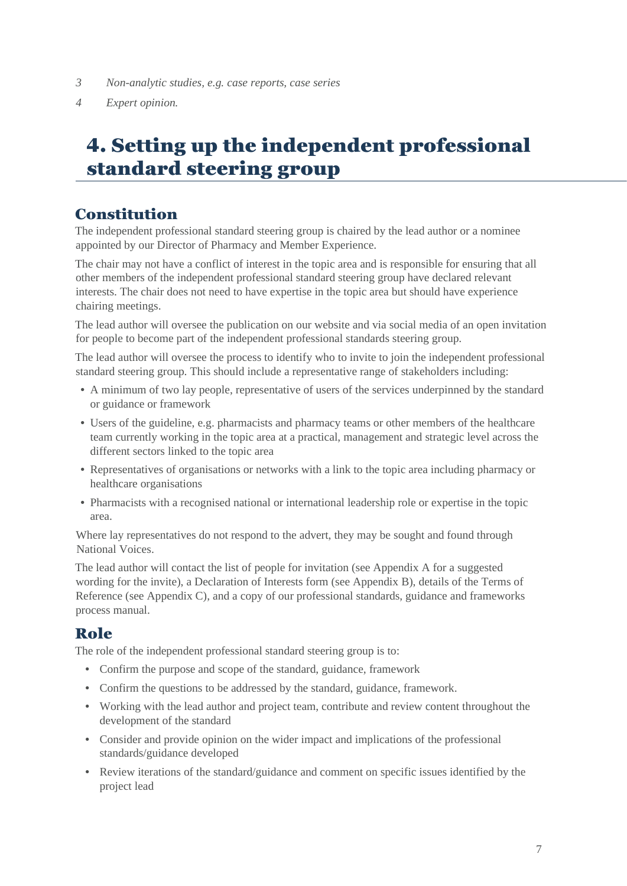3 *Non-analytic studies, e.g. case reports, case series*

4 *Expert opinion.*

# 4. Setting up the independent professional standard steering group

## Constitution

The independent professional standard steering group is chaired by the lead author or a nominee appointed by our Director of Pharmacy and Member Experience.

The chair may not have a conflict of interest in the topic area and is responsible for ensuring that all other members of the independent professional standard steering group have declared relevant interests. The chair does not need to have expertise in the topic area but should have experience chairing meetings.

The lead author will oversee the publication on our website and via social media of an open invitation for people to become part of the independent professional standards steering group.

The lead author will oversee the process to identify who to invite to join the independent professional standard steering group. This should include a representative range of stakeholders including:

- A minimum of two lay people, representative of users of the services underpinned by the standard or guidance or framework
- Users of the guideline, e.g. pharmacists and pharmacy teams or other members of the healthcare team currently working in the topic area at a practical, management and strategic level across the different sectors linked to the topic area
- Representatives of organisations or networks with a link to the topic area including pharmacy or healthcare organisations
- Pharmacists with a recognised national or international leadership role or expertise in the topic area.

Where lay representatives do not respond to the advert, they may be sought and found through National Voices.

The lead author will contact the list of people for invitation (see Appendix A for a suggested wording for the invite), a Declaration of Interests form (see Appendix B), details of the Terms of Reference (see Appendix C), and a copy of our professional standards, guidance and frameworks process manual.

## Role

The role of the independent professional standard steering group is to:

- Confirm the purpose and scope of the standard, guidance, framework
- Confirm the questions to be addressed by the standard, guidance, framework.
- Working with the lead author and project team, contribute and review content throughout the development of the standard
- Consider and provide opinion on the wider impact and implications of the professional standards/guidance developed
- Review iterations of the standard/guidance and comment on specific issues identified by the project lead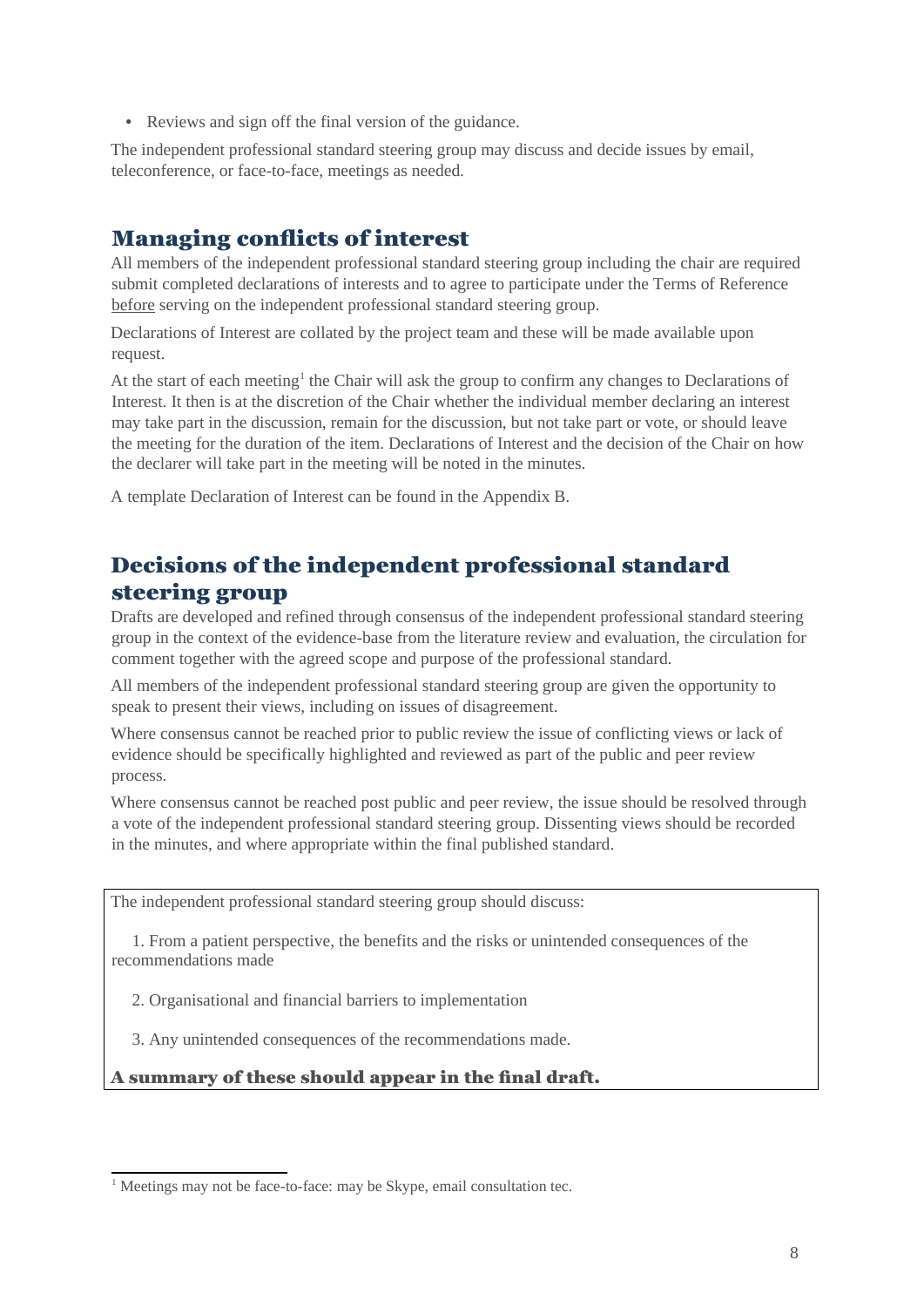- Reviews and sign off the final version of the guidance.

The independent professional standard steering group may discuss and decide issues by email, teleconference, or face-to-face, meetings as needed.

## Managing conflicts of interest

All members of the independent professional standard steering group including the chair are required submit completed declarations of interests and to agree to participate under the Terms of Reference before serving on the independent professional standard steering group.

Declarations of Interest are collated by the project team and these will be made available upon request.

At the start of each meeting[1] the Chair will ask the group to confirm any changes to Declarations of Interest. It then is at the discretion of the Chair whether the individual member declaring an interest may take part in the discussion, remain for the discussion, but not take part or vote, or should leave the meeting for the duration of the item. Declarations of Interest and the decision of the Chair on how the declarer will take part in the meeting will be noted in the minutes.

A template Declaration of Interest can be found in the Appendix B.

## Decisions of the independent professional standard steering group

Drafts are developed and refined through consensus of the independent professional standard steering group in the context of the evidence-base from the literature review and evaluation, the circulation for comment together with the agreed scope and purpose of the professional standard.

All members of the independent professional standard steering group are given the opportunity to speak to present their views, including on issues of disagreement.

Where consensus cannot be reached prior to public review the issue of conflicting views or lack of evidence should be specifically highlighted and reviewed as part of the public and peer review process.

Where consensus cannot be reached post public and peer review, the issue should be resolved through a vote of the independent professional standard steering group. Dissenting views should be recorded in the minutes, and where appropriate within the final published standard.

The independent professional standard steering group should discuss:

1. From a patient perspective, the benefits and the risks or unintended consequences of the recommendations made
2. Organisational and financial barriers to implementation
3. Any unintended consequences of the recommendations made.

**A summary of these should appear in the final draft.**

[1] Meetings may not be face-to-face: may be Skype, email consultation tec.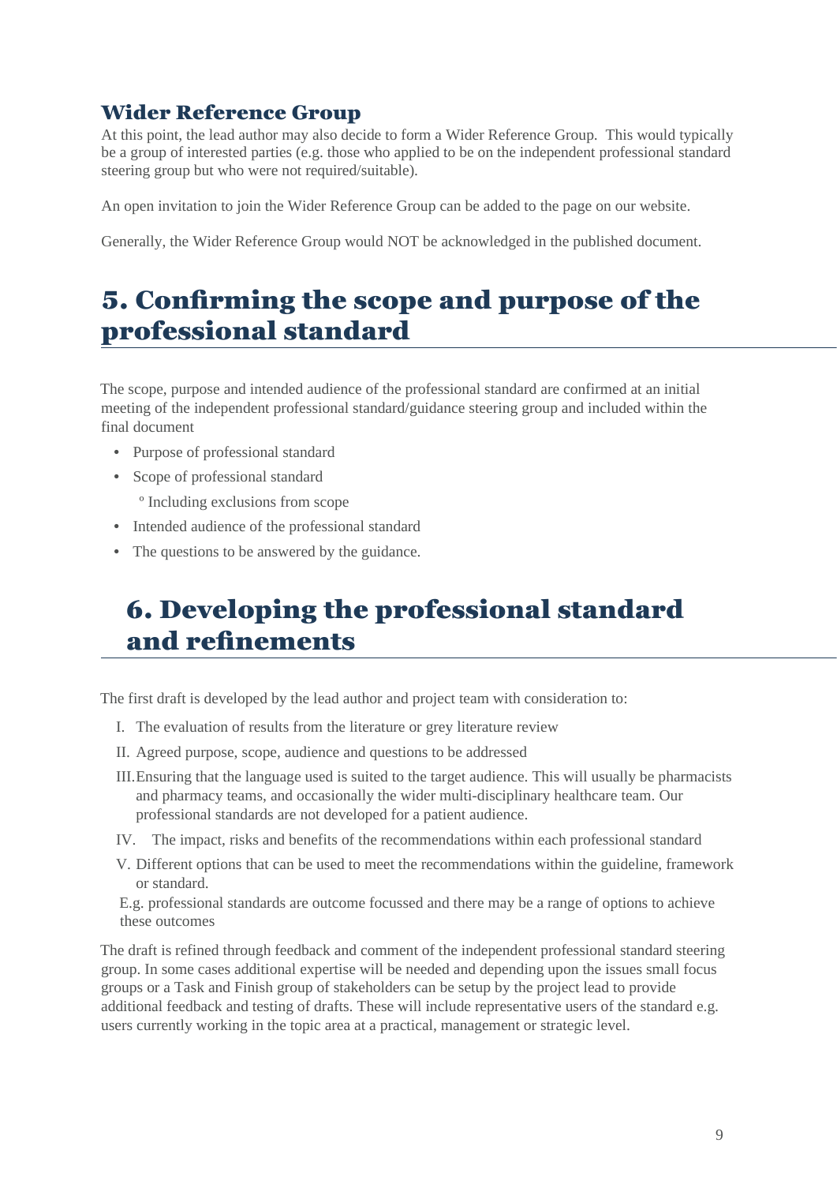### Wider Reference Group

At this point, the lead author may also decide to form a Wider Reference Group. This would typically be a group of interested parties (e.g. those who applied to be on the independent professional standard steering group but who were not required/suitable).

An open invitation to join the Wider Reference Group can be added to the page on our website.

Generally, the Wider Reference Group would NOT be acknowledged in the published document.

## 5. Confirming the scope and purpose of the professional standard

The scope, purpose and intended audience of the professional standard are confirmed at an initial meeting of the independent professional standard/guidance steering group and included within the final document

- Purpose of professional standard
- Scope of professional standard
  - Including exclusions from scope
- Intended audience of the professional standard
- The questions to be answered by the guidance.

## 6. Developing the professional standard and refinements

The first draft is developed by the lead author and project team with consideration to:

I. The evaluation of results from the literature or grey literature review

II. Agreed purpose, scope, audience and questions to be addressed

III. Ensuring that the language used is suited to the target audience. This will usually be pharmacists and pharmacy teams, and occasionally the wider multi-disciplinary healthcare team. Our professional standards are not developed for a patient audience.

IV. The impact, risks and benefits of the recommendations within each professional standard

V. Different options that can be used to meet the recommendations within the guideline, framework or standard.

E.g. professional standards are outcome focussed and there may be a range of options to achieve these outcomes

The draft is refined through feedback and comment of the independent professional standard steering group. In some cases additional expertise will be needed and depending upon the issues small focus groups or a Task and Finish group of stakeholders can be setup by the project lead to provide additional feedback and testing of drafts. These will include representative users of the standard e.g. users currently working in the topic area at a practical, management or strategic level.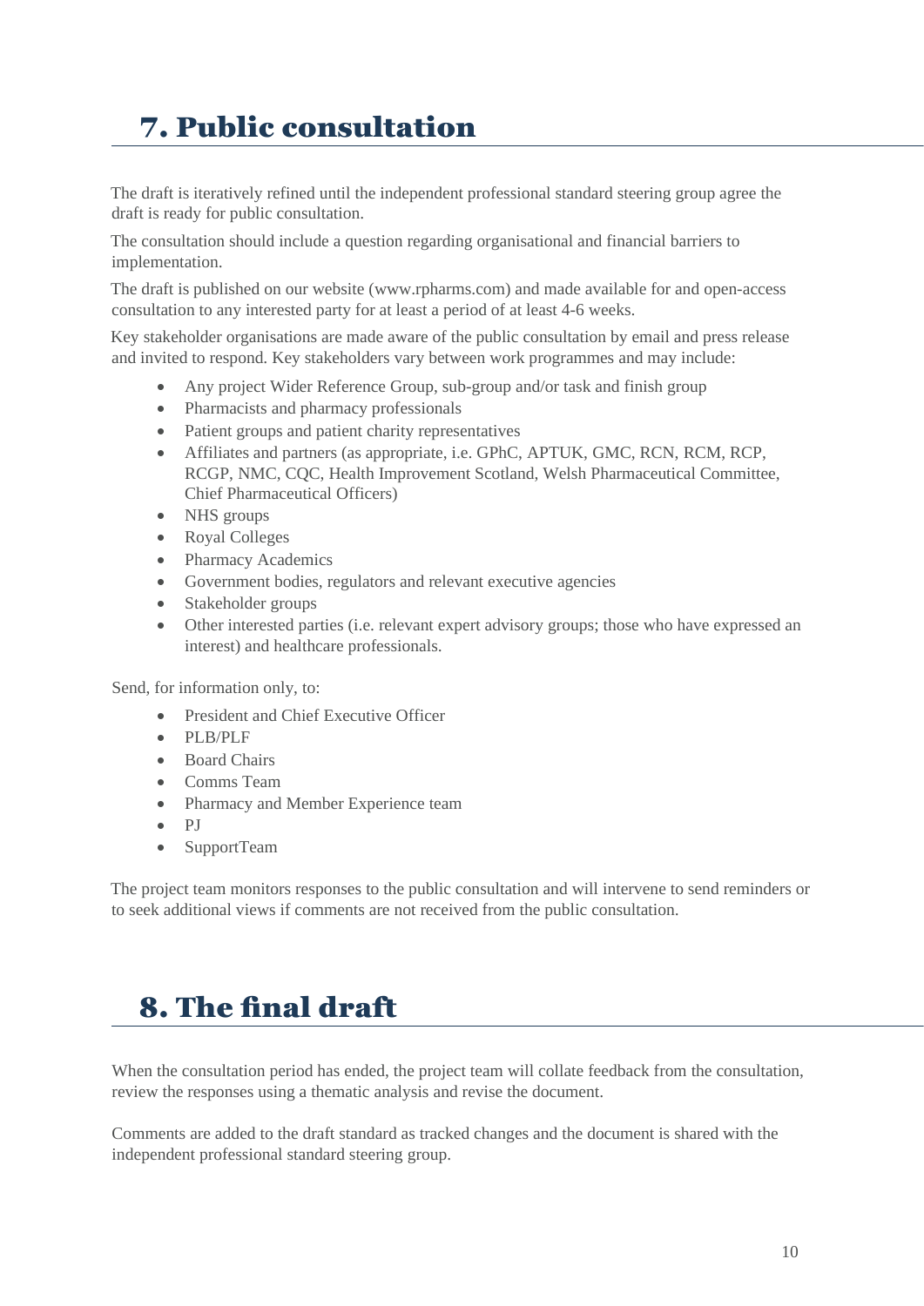## 7. Public consultation

The draft is iteratively refined until the independent professional standard steering group agree the draft is ready for public consultation.

The consultation should include a question regarding organisational and financial barriers to implementation.

The draft is published on our website (www.rpharms.com) and made available for and open-access consultation to any interested party for at least a period of at least 4-6 weeks.

Key stakeholder organisations are made aware of the public consultation by email and press release and invited to respond. Key stakeholders vary between work programmes and may include:

- Any project Wider Reference Group, sub-group and/or task and finish group
- Pharmacists and pharmacy professionals
- Patient groups and patient charity representatives
- Affiliates and partners (as appropriate, i.e. GPhC, APTUK, GMC, RCN, RCM, RCP, RCGP, NMC, CQC, Health Improvement Scotland, Welsh Pharmaceutical Committee, Chief Pharmaceutical Officers)
- NHS groups
- Royal Colleges
- Pharmacy Academics
- Government bodies, regulators and relevant executive agencies
- Stakeholder groups
- Other interested parties (i.e. relevant expert advisory groups; those who have expressed an interest) and healthcare professionals.

Send, for information only, to:

- President and Chief Executive Officer
- PLB/PLF
- Board Chairs
- Comms Team
- Pharmacy and Member Experience team
- PJ
- SupportTeam

The project team monitors responses to the public consultation and will intervene to send reminders or to seek additional views if comments are not received from the public consultation.

## 8. The final draft

When the consultation period has ended, the project team will collate feedback from the consultation, review the responses using a thematic analysis and revise the document.

Comments are added to the draft standard as tracked changes and the document is shared with the independent professional standard steering group.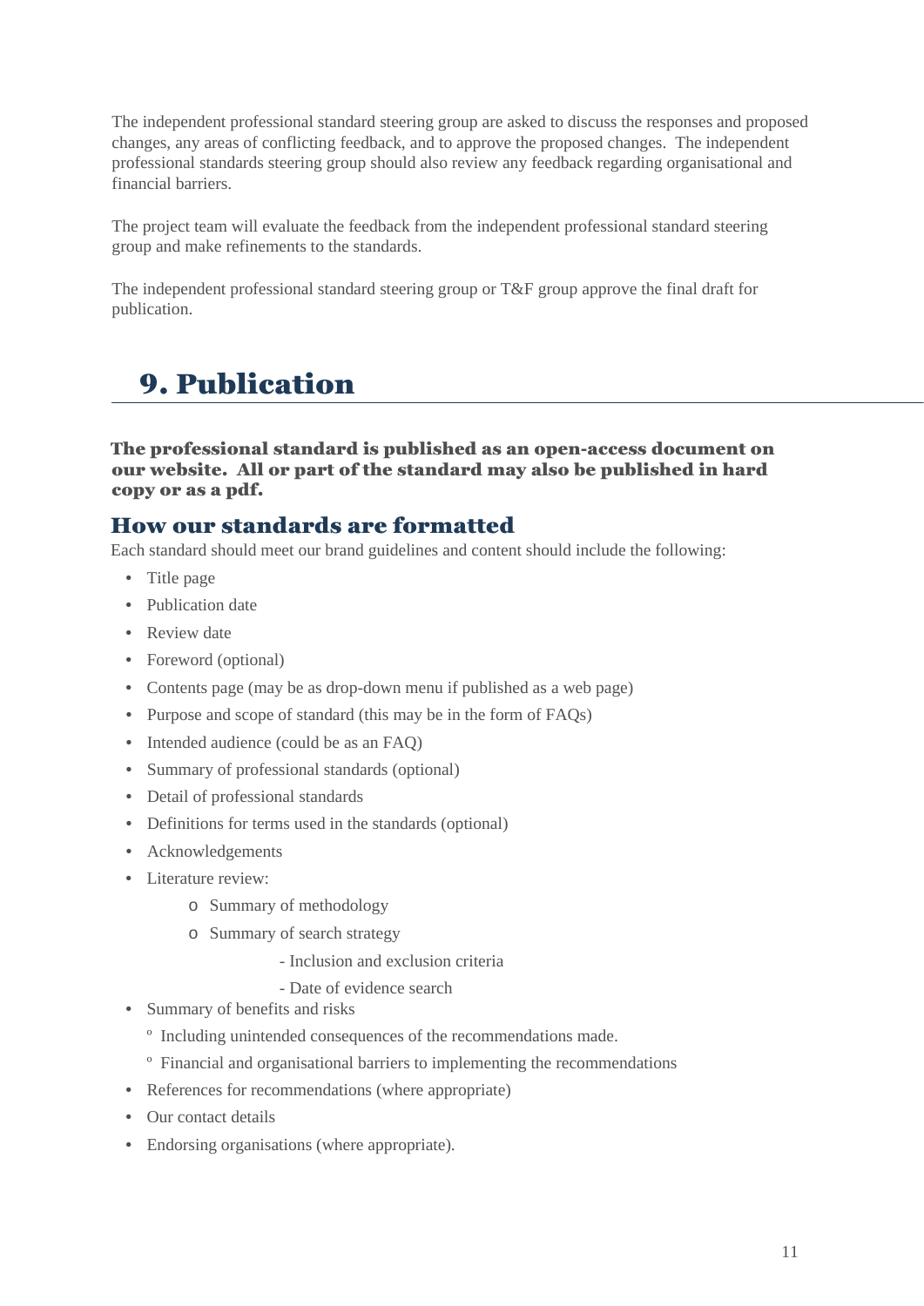The independent professional standard steering group are asked to discuss the responses and proposed changes, any areas of conflicting feedback, and to approve the proposed changes. The independent professional standards steering group should also review any feedback regarding organisational and financial barriers.

The project team will evaluate the feedback from the independent professional standard steering group and make refinements to the standards.

The independent professional standard steering group or T&F group approve the final draft for publication.

# 9. Publication

**The professional standard is published as an open-access document on our website. All or part of the standard may also be published in hard copy or as a pdf.**

## How our standards are formatted

Each standard should meet our brand guidelines and content should include the following:

- Title page
- Publication date
- Review date
- Foreword (optional)
- Contents page (may be as drop-down menu if published as a web page)
- Purpose and scope of standard (this may be in the form of FAQs)
- Intended audience (could be as an FAQ)
- Summary of professional standards (optional)
- Detail of professional standards
- Definitions for terms used in the standards (optional)
- Acknowledgements
- Literature review:
    - Summary of methodology
    - Summary of search strategy
        - Inclusion and exclusion criteria
        - Date of evidence search
- Summary of benefits and risks
    - Including unintended consequences of the recommendations made.
    - Financial and organisational barriers to implementing the recommendations
- References for recommendations (where appropriate)
- Our contact details
- Endorsing organisations (where appropriate).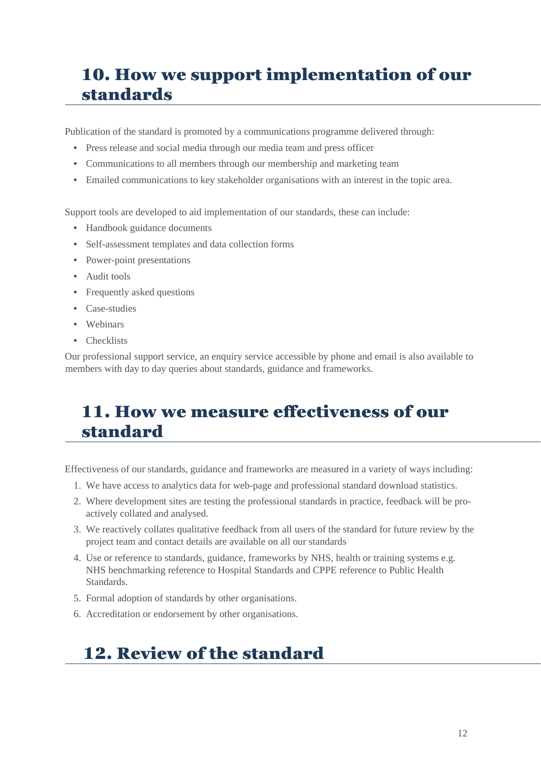## 10. How we support implementation of our standards

Publication of the standard is promoted by a communications programme delivered through:

- Press release and social media through our media team and press officer
- Communications to all members through our membership and marketing team
- Emailed communications to key stakeholder organisations with an interest in the topic area.

Support tools are developed to aid implementation of our standards, these can include:

- Handbook guidance documents
- Self-assessment templates and data collection forms
- Power-point presentations
- Audit tools
- Frequently asked questions
- Case-studies
- Webinars
- Checklists

Our professional support service, an enquiry service accessible by phone and email is also available to members with day to day queries about standards, guidance and frameworks.

## 11. How we measure effectiveness of our standard

Effectiveness of our standards, guidance and frameworks are measured in a variety of ways including:

1. We have access to analytics data for web-page and professional standard download statistics.
2. Where development sites are testing the professional standards in practice, feedback will be pro-actively collated and analysed.
3. We reactively collates qualitative feedback from all users of the standard for future review by the project team and contact details are available on all our standards
4. Use or reference to standards, guidance, frameworks by NHS, health or training systems e.g. NHS benchmarking reference to Hospital Standards and CPPE reference to Public Health Standards.
5. Formal adoption of standards by other organisations.
6. Accreditation or endorsement by other organisations.

## 12. Review of the standard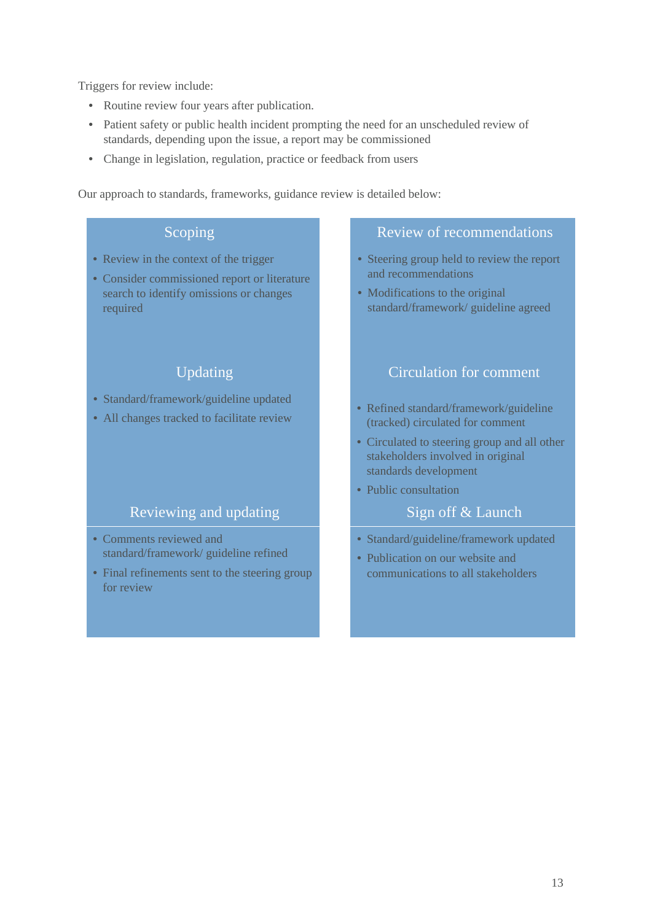Triggers for review include:

- Routine review four years after publication.
- Patient safety or public health incident prompting the need for an unscheduled review of standards, depending upon the issue, a report may be commissioned
- Change in legislation, regulation, practice or feedback from users

Our approach to standards, frameworks, guidance review is detailed below:

**Scoping**

- Review in the context of the trigger
- Consider commissioned report or literature search to identify omissions or changes required

**Review of recommendations**

- Steering group held to review the report and recommendations
- Modifications to the original standard/framework/ guideline agreed

**Updating**

- Standard/framework/guideline updated
- All changes tracked to facilitate review

**Circulation for comment**

- Refined standard/framework/guideline (tracked) circulated for comment
- Circulated to steering group and all other stakeholders involved in original standards development
- Public consultation

**Reviewing and updating**

- Comments reviewed and standard/framework/ guideline refined
- Final refinements sent to the steering group for review

**Sign off & Launch**

- Standard/guideline/framework updated
- Publication on our website and communications to all stakeholders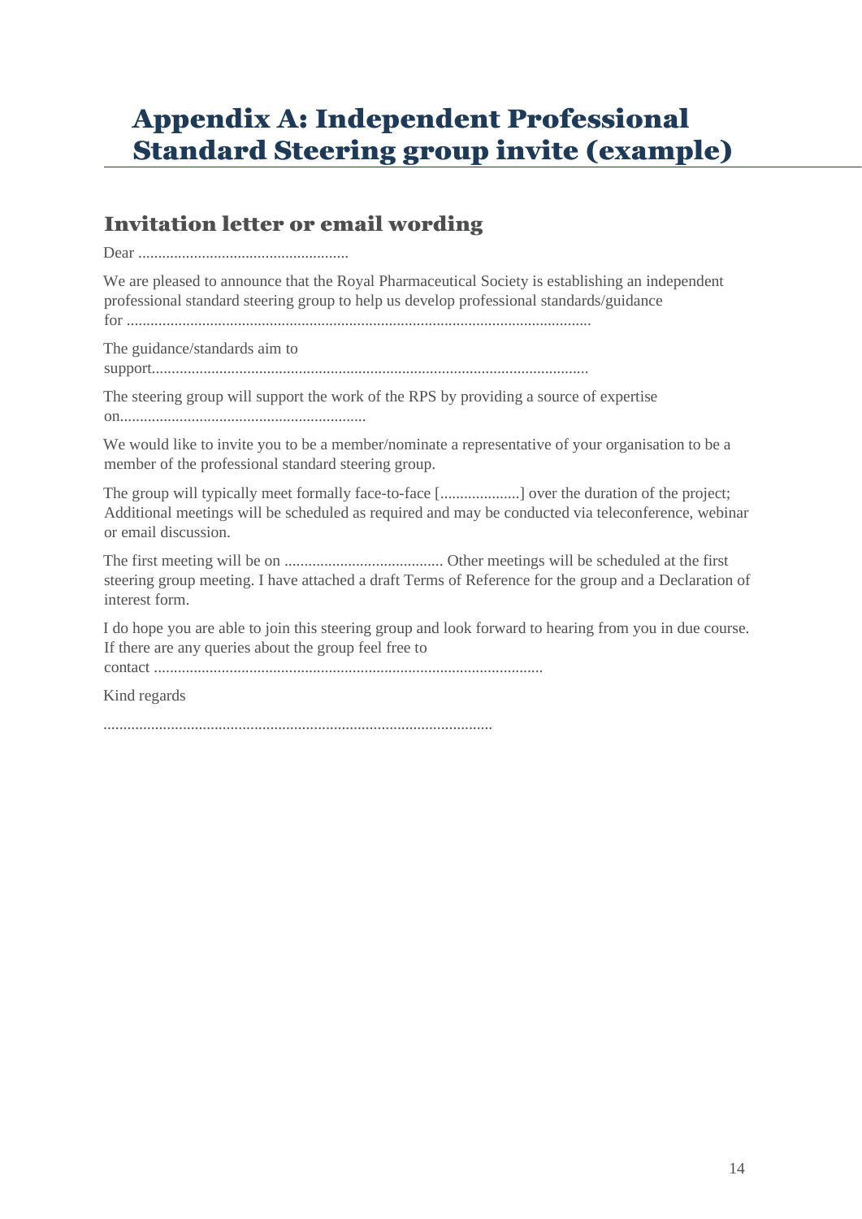# Appendix A: Independent Professional Standard Steering group invite (example)

## Invitation letter or email wording

Dear .....................................................

We are pleased to announce that the Royal Pharmaceutical Society is establishing an independent professional standard steering group to help us develop professional standards/guidance for ....................................................................................................................

The guidance/standards aim to support.............................................................................................................

The steering group will support the work of the RPS by providing a source of expertise on..............................................................

We would like to invite you to be a member/nominate a representative of your organisation to be a member of the professional standard steering group.

The group will typically meet formally face-to-face [....................] over the duration of the project; Additional meetings will be scheduled as required and may be conducted via teleconference, webinar or email discussion.

The first meeting will be on ........................................ Other meetings will be scheduled at the first steering group meeting. I have attached a draft Terms of Reference for the group and a Declaration of interest form.

I do hope you are able to join this steering group and look forward to hearing from you in due course. If there are any queries about the group feel free to contact .................................................................................................

Kind regards

.................................................................................................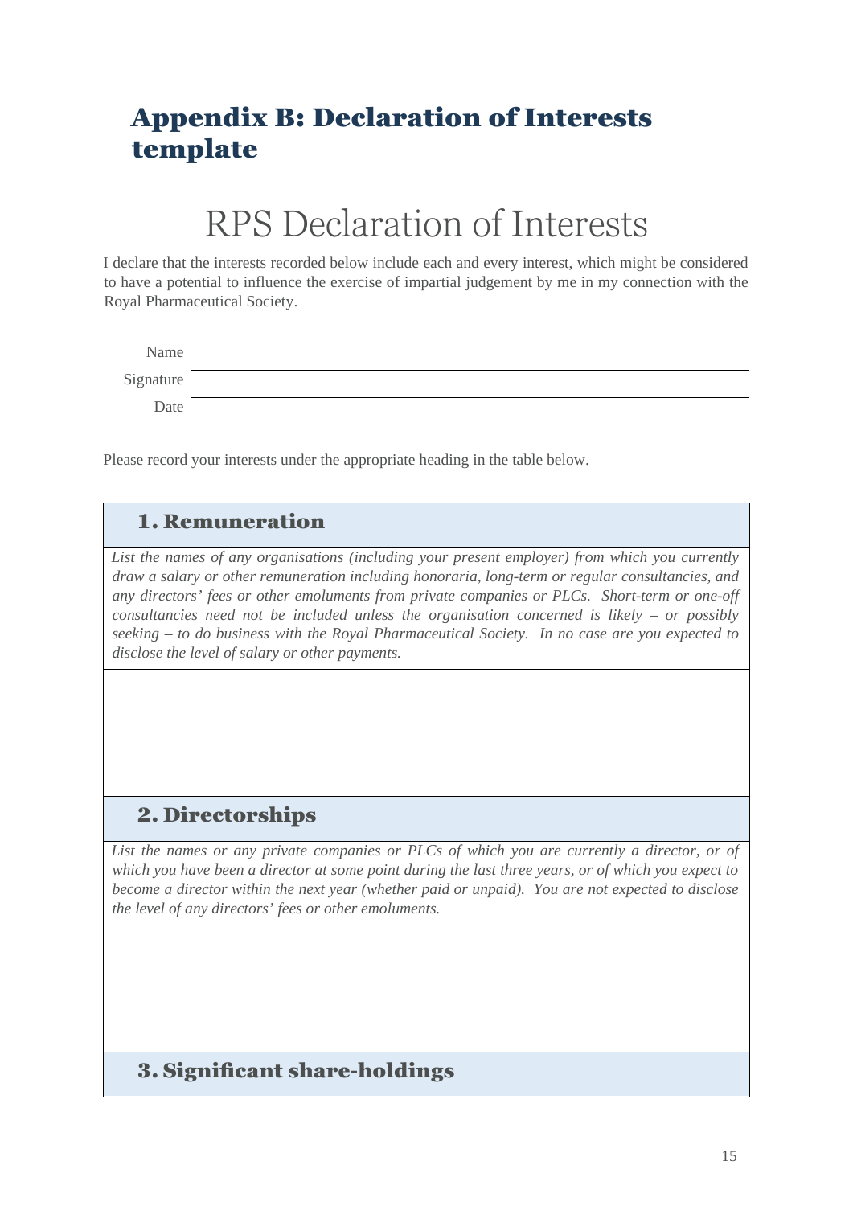## Appendix B: Declaration of Interests template

# RPS Declaration of Interests

I declare that the interests recorded below include each and every interest, which might be considered to have a potential to influence the exercise of impartial judgement by me in my connection with the Royal Pharmaceutical Society.

Name ____________________

Signature ____________________

Date ____________________

Please record your interests under the appropriate heading in the table below.

| **1. Remuneration** |
| --- |
| *List the names of any organisations (including your present employer) from which you currently draw a salary or other remuneration including honoraria, long-term or regular consultancies, and any directors' fees or other emoluments from private companies or PLCs. Short-term or one-off consultancies need not be included unless the organisation concerned is likely – or possibly seeking – to do business with the Royal Pharmaceutical Society. In no case are you expected to disclose the level of salary or other payments.* |
| |
| **2. Directorships** |
| *List the names or any private companies or PLCs of which you are currently a director, or of which you have been a director at some point during the last three years, or of which you expect to become a director within the next year (whether paid or unpaid). You are not expected to disclose the level of any directors' fees or other emoluments.* |
| |
| **3. Significant share-holdings** |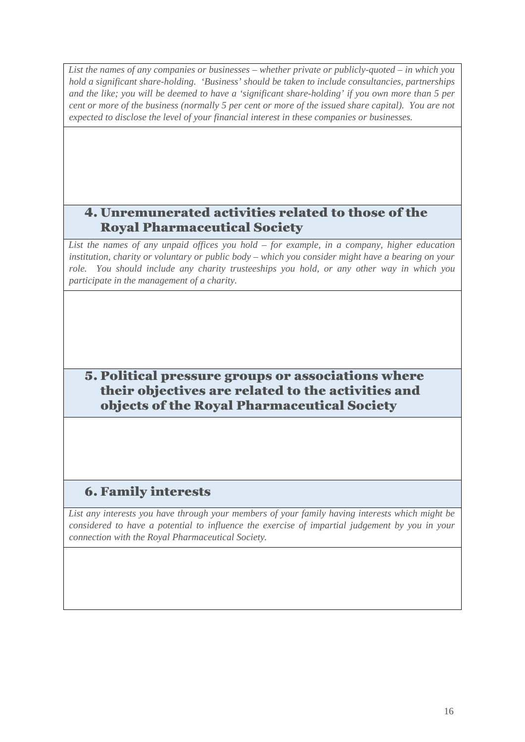*List the names of any companies or businesses – whether private or publicly-quoted – in which you hold a significant share-holding. 'Business' should be taken to include consultancies, partnerships and the like; you will be deemed to have a 'significant share-holding' if you own more than 5 per cent or more of the business (normally 5 per cent or more of the issued share capital). You are not expected to disclose the level of your financial interest in these companies or businesses.*

## 4. Unremunerated activities related to those of the Royal Pharmaceutical Society

*List the names of any unpaid offices you hold – for example, in a company, higher education institution, charity or voluntary or public body – which you consider might have a bearing on your role. You should include any charity trusteeships you hold, or any other way in which you participate in the management of a charity.*

## 5. Political pressure groups or associations where their objectives are related to the activities and objects of the Royal Pharmaceutical Society

## 6. Family interests

*List any interests you have through your members of your family having interests which might be considered to have a potential to influence the exercise of impartial judgement by you in your connection with the Royal Pharmaceutical Society.*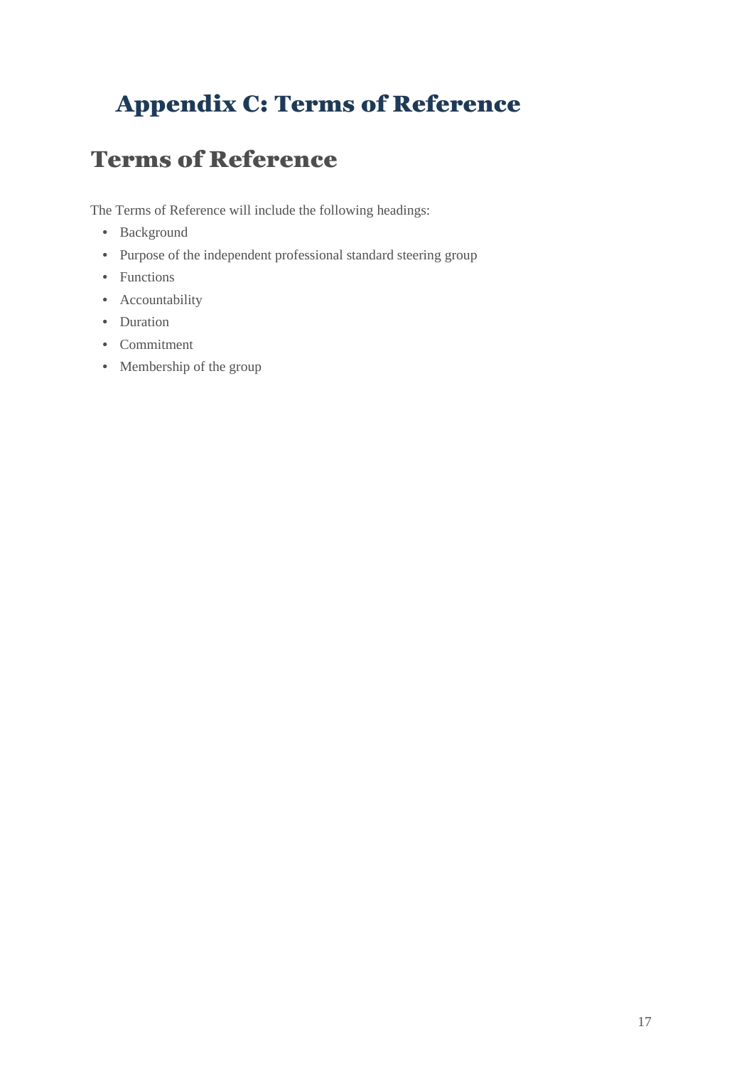# Appendix C: Terms of Reference

## Terms of Reference

The Terms of Reference will include the following headings:

- Background
- Purpose of the independent professional standard steering group
- Functions
- Accountability
- Duration
- Commitment
- Membership of the group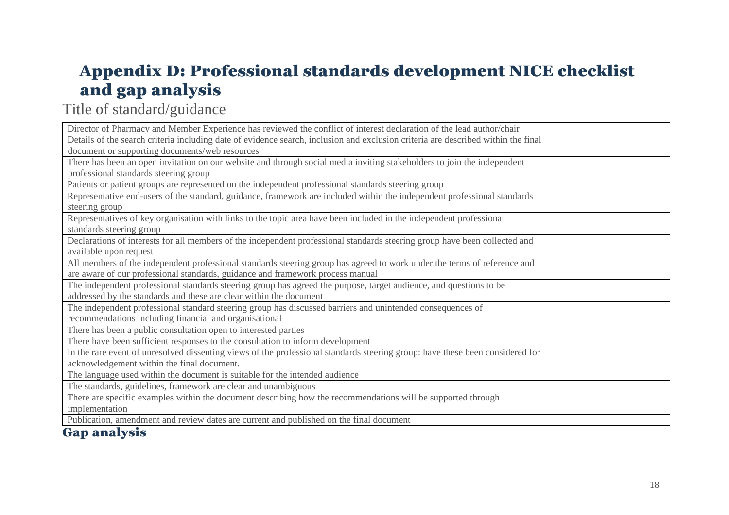# Appendix D: Professional standards development NICE checklist and gap analysis

Title of standard/guidance

| | |
|---|---|
| Director of Pharmacy and Member Experience has reviewed the conflict of interest declaration of the lead author/chair | |
| Details of the search criteria including date of evidence search, inclusion and exclusion criteria are described within the final document or supporting documents/web resources | |
| There has been an open invitation on our website and through social media inviting stakeholders to join the independent professional standards steering group | |
| Patients or patient groups are represented on the independent professional standards steering group | |
| Representative end-users of the standard, guidance, framework are included within the independent professional standards steering group | |
| Representatives of key organisation with links to the topic area have been included in the independent professional standards steering group | |
| Declarations of interests for all members of the independent professional standards steering group have been collected and available upon request | |
| All members of the independent professional standards steering group has agreed to work under the terms of reference and are aware of our professional standards, guidance and framework process manual | |
| The independent professional standards steering group has agreed the purpose, target audience, and questions to be addressed by the standards and these are clear within the document | |
| The independent professional standard steering group has discussed barriers and unintended consequences of recommendations including financial and organisational | |
| There has been a public consultation open to interested parties | |
| There have been sufficient responses to the consultation to inform development | |
| In the rare event of unresolved dissenting views of the professional standards steering group: have these been considered for acknowledgement within the final document. | |
| The language used within the document is suitable for the intended audience | |
| The standards, guidelines, framework are clear and unambiguous | |
| There are specific examples within the document describing how the recommendations will be supported through implementation | |
| Publication, amendment and review dates are current and published on the final document | |

## Gap analysis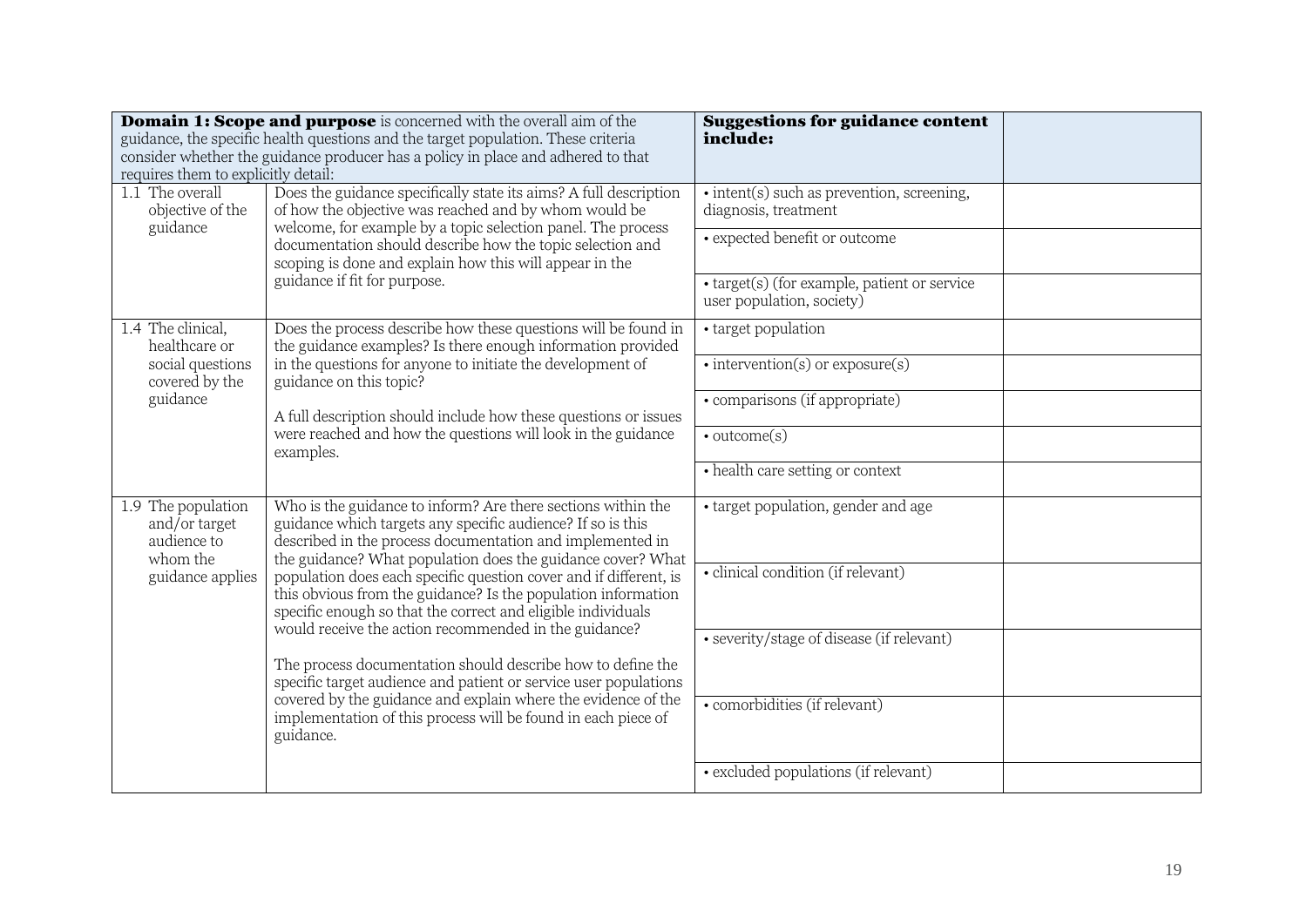| **Domain 1: Scope and purpose** is concerned with the overall aim of the guidance, the specific health questions and the target population. These criteria consider whether the guidance producer has a policy in place and adhered to that requires them to explicitly detail: | | **Suggestions for guidance content include:** | |
|---|---|---|---|
| 1.1 The overall objective of the guidance | Does the guidance specifically state its aims? A full description of how the objective was reached and by whom would be welcome, for example by a topic selection panel. The process documentation should describe how the topic selection and scoping is done and explain how this will appear in the guidance if fit for purpose. | • intent(s) such as prevention, screening, diagnosis, treatment | |
| | | • expected benefit or outcome | |
| | | • target(s) (for example, patient or service user population, society) | |
| 1.4 The clinical, healthcare or social questions covered by the guidance | Does the process describe how these questions will be found in the guidance examples? Is there enough information provided in the questions for anyone to initiate the development of guidance on this topic?<br><br>A full description should include how these questions or issues were reached and how the questions will look in the guidance examples. | • target population | |
| | | • intervention(s) or exposure(s) | |
| | | • comparisons (if appropriate) | |
| | | • outcome(s) | |
| | | • health care setting or context | |
| 1.9 The population and/or target audience to whom the guidance applies | Who is the guidance to inform? Are there sections within the guidance which targets any specific audience? If so is this described in the process documentation and implemented in the guidance? What population does the guidance cover? What population does each specific question cover and if different, is this obvious from the guidance? Is the population information specific enough so that the correct and eligible individuals would receive the action recommended in the guidance?<br><br>The process documentation should describe how to define the specific target audience and patient or service user populations covered by the guidance and explain where the evidence of the implementation of this process will be found in each piece of guidance. | • target population, gender and age | |
| | | • clinical condition (if relevant) | |
| | | • severity/stage of disease (if relevant) | |
| | | • comorbidities (if relevant) | |
| | | • excluded populations (if relevant) | |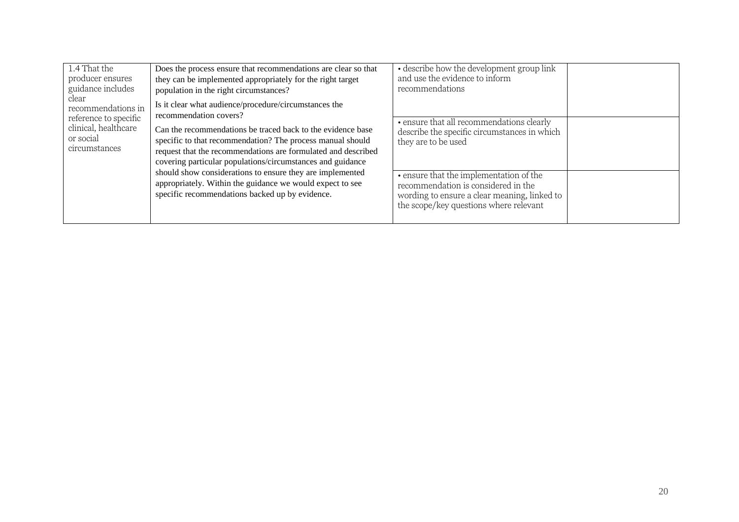| | | | |
|---|---|---|---|
| 1.4 That the producer ensures guidance includes clear recommendations in reference to specific clinical, healthcare or social circumstances | Does the process ensure that recommendations are clear so that they can be implemented appropriately for the right target population in the right circumstances?<br><br>Is it clear what audience/procedure/circumstances the recommendation covers?<br><br>Can the recommendations be traced back to the evidence base specific to that recommendation? The process manual should request that the recommendations are formulated and described covering particular populations/circumstances and guidance should show considerations to ensure they are implemented appropriately. Within the guidance we would expect to see specific recommendations backed up by evidence. | • describe how the development group link and use the evidence to inform recommendations | |
| | | • ensure that all recommendations clearly describe the specific circumstances in which they are to be used | |
| | | • ensure that the implementation of the recommendation is considered in the wording to ensure a clear meaning, linked to the scope/key questions where relevant | |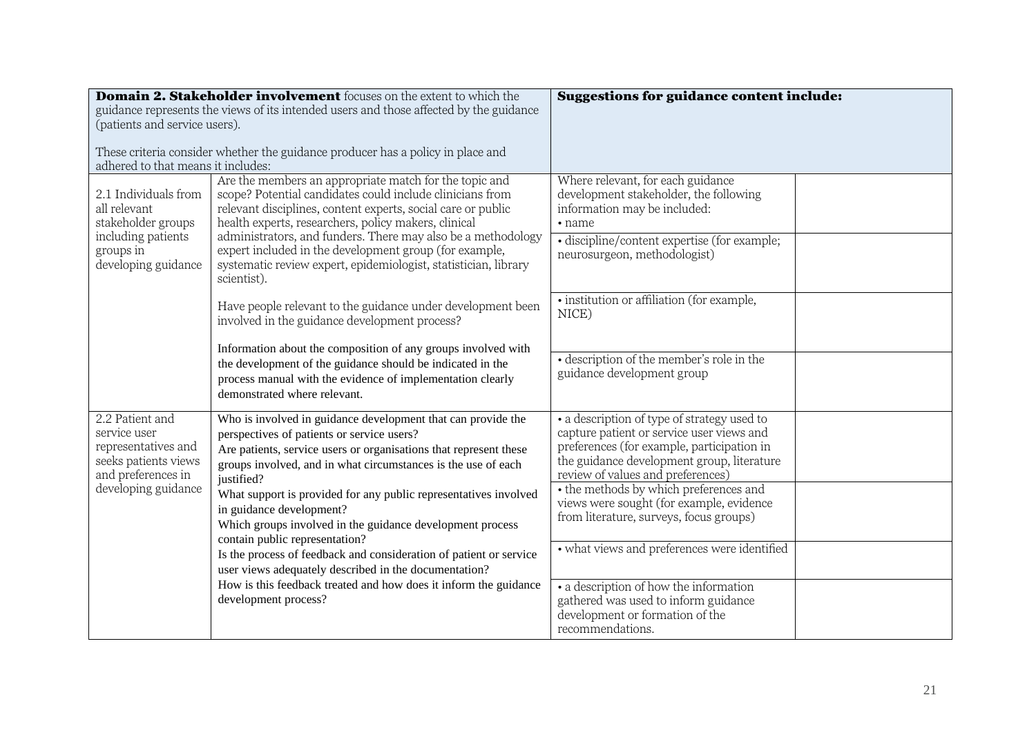| **Domain 2. Stakeholder involvement** focuses on the extent to which the guidance represents the views of its intended users and those affected by the guidance (patients and service users).<br><br>These criteria consider whether the guidance producer has a policy in place and adhered to that means it includes: | | **Suggestions for guidance content include:** | |
|---|---|---|---|
| 2.1 Individuals from all relevant stakeholder groups including patients groups in developing guidance | Are the members an appropriate match for the topic and scope? Potential candidates could include clinicians from relevant disciplines, content experts, social care or public health experts, researchers, policy makers, clinical administrators, and funders. There may also be a methodology expert included in the development group (for example, systematic review expert, epidemiologist, statistician, library scientist).<br><br>Have people relevant to the guidance under development been involved in the guidance development process?<br><br>Information about the composition of any groups involved with the development of the guidance should be indicated in the process manual with the evidence of implementation clearly demonstrated where relevant. | Where relevant, for each guidance development stakeholder, the following information may be included:<br>• name | |
| | | • discipline/content expertise (for example; neurosurgeon, methodologist) | |
| | | • institution or affiliation (for example, NICE) | |
| | | • description of the member's role in the guidance development group | |
| 2.2 Patient and service user representatives and seeks patients views and preferences in developing guidance | Who is involved in guidance development that can provide the perspectives of patients or service users?<br>Are patients, service users or organisations that represent these groups involved, and in what circumstances is the use of each justified?<br>What support is provided for any public representatives involved in guidance development?<br>Which groups involved in the guidance development process contain public representation?<br>Is the process of feedback and consideration of patient or service user views adequately described in the documentation?<br>How is this feedback treated and how does it inform the guidance development process? | • a description of type of strategy used to capture patient or service user views and preferences (for example, participation in the guidance development group, literature review of values and preferences) | |
| | | • the methods by which preferences and views were sought (for example, evidence from literature, surveys, focus groups) | |
| | | • what views and preferences were identified | |
| | | • a description of how the information gathered was used to inform guidance development or formation of the recommendations. | |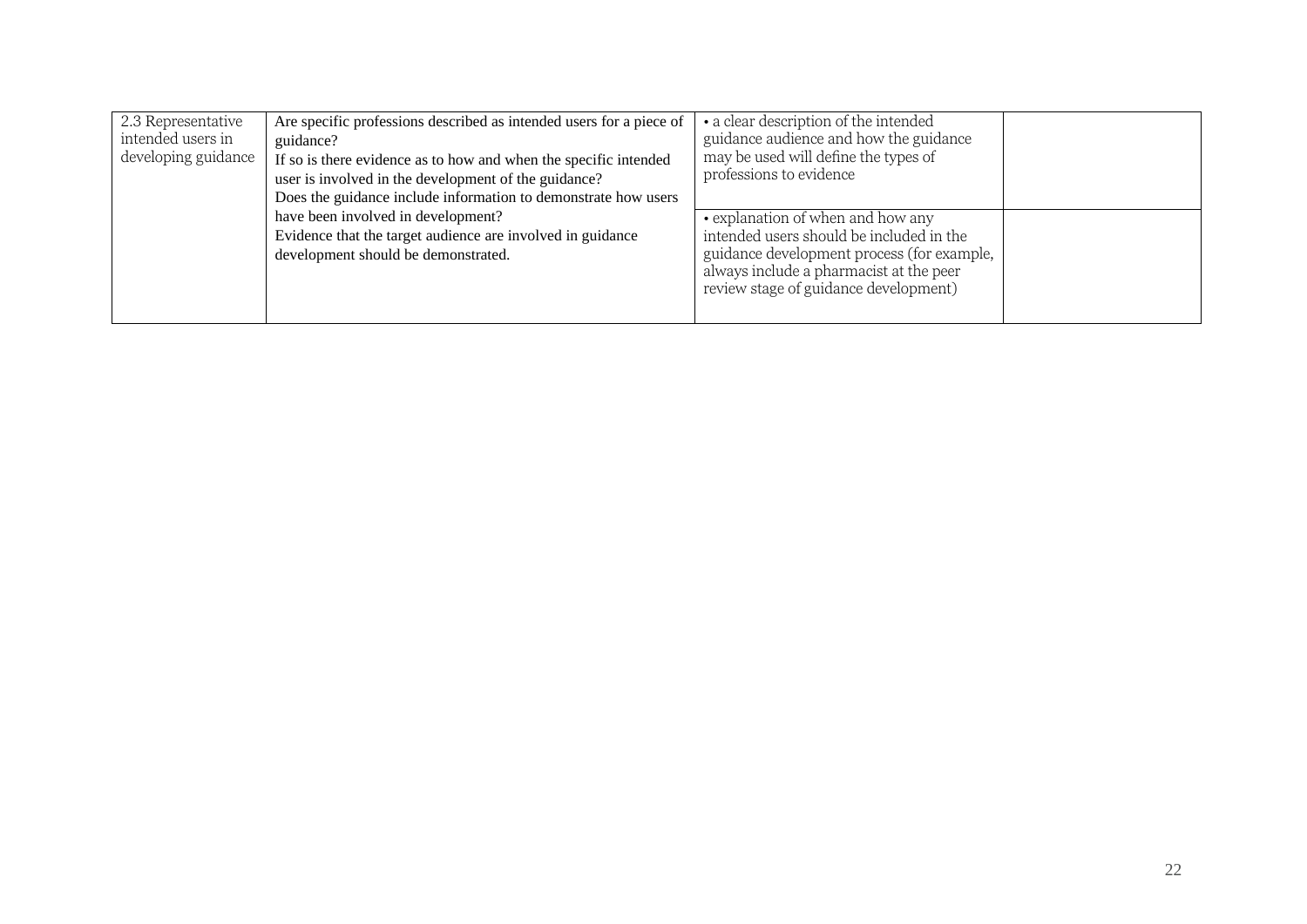| | | | |
|---|---|---|---|
| 2.3 Representative intended users in developing guidance | Are specific professions described as intended users for a piece of guidance?<br>If so is there evidence as to how and when the specific intended user is involved in the development of the guidance?<br>Does the guidance include information to demonstrate how users have been involved in development?<br>Evidence that the target audience are involved in guidance development should be demonstrated. | • a clear description of the intended guidance audience and how the guidance may be used will define the types of professions to evidence | |
| | | • explanation of when and how any intended users should be included in the guidance development process (for example, always include a pharmacist at the peer review stage of guidance development) | |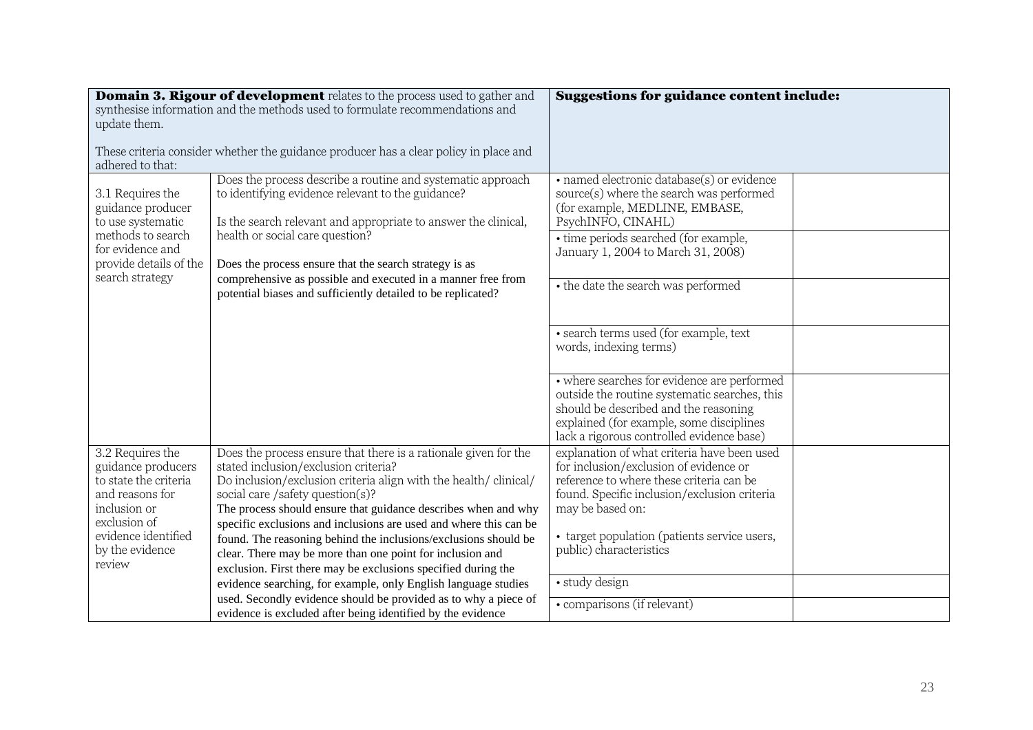| **Domain 3. Rigour of development** relates to the process used to gather and synthesise information and the methods used to formulate recommendations and update them.<br><br>These criteria consider whether the guidance producer has a clear policy in place and adhered to that: | | **Suggestions for guidance content include:** | |
|---|---|---|---|
| 3.1 Requires the guidance producer to use systematic methods to search for evidence and provide details of the search strategy | Does the process describe a routine and systematic approach to identifying evidence relevant to the guidance?<br><br>Is the search relevant and appropriate to answer the clinical, health or social care question?<br><br>Does the process ensure that the search strategy is as comprehensive as possible and executed in a manner free from potential biases and sufficiently detailed to be replicated? | • named electronic database(s) or evidence source(s) where the search was performed (for example, MEDLINE, EMBASE, PsychINFO, CINAHL) | |
| | | • time periods searched (for example, January 1, 2004 to March 31, 2008) | |
| | | • the date the search was performed | |
| | | • search terms used (for example, text words, indexing terms) | |
| | | • where searches for evidence are performed outside the routine systematic searches, this should be described and the reasoning explained (for example, some disciplines lack a rigorous controlled evidence base) | |
| 3.2 Requires the guidance producers to state the criteria and reasons for inclusion or exclusion of evidence identified by the evidence review | Does the process ensure that there is a rationale given for the stated inclusion/exclusion criteria?<br>Do inclusion/exclusion criteria align with the health/ clinical/ social care /safety question(s)?<br>The process should ensure that guidance describes when and why specific exclusions and inclusions are used and where this can be found. The reasoning behind the inclusions/exclusions should be clear. There may be more than one point for inclusion and exclusion. First there may be exclusions specified during the evidence searching, for example, only English language studies used. Secondly evidence should be provided as to why a piece of evidence is excluded after being identified by the evidence | explanation of what criteria have been used for inclusion/exclusion of evidence or reference to where these criteria can be found. Specific inclusion/exclusion criteria may be based on:<br><br>• target population (patients service users, public) characteristics | |
| | | • study design | |
| | | • comparisons (if relevant) | |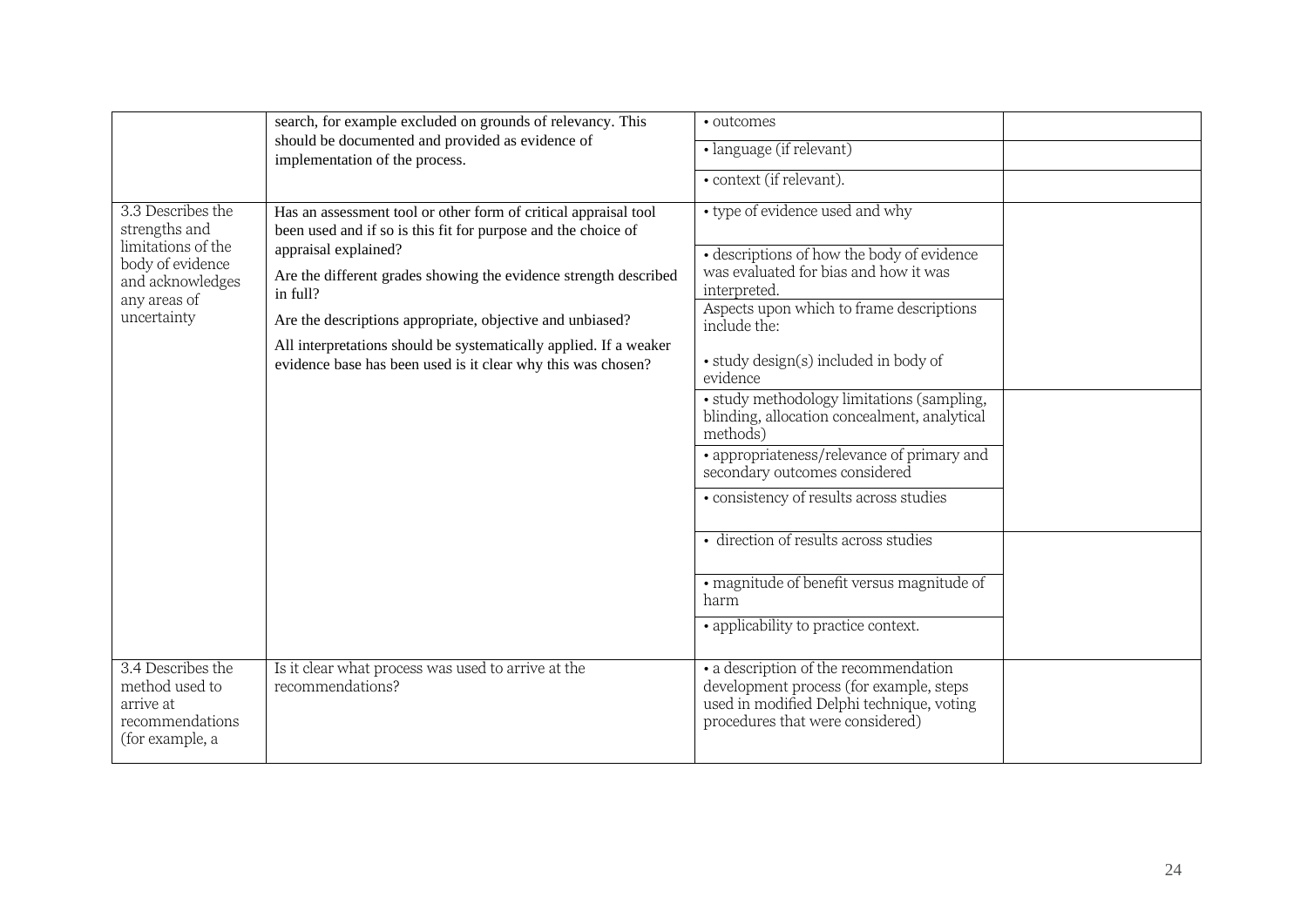| | | | |
|---|---|---|---|
| | search, for example excluded on grounds of relevancy. This should be documented and provided as evidence of implementation of the process. | • outcomes | |
| | | • language (if relevant) | |
| | | • context (if relevant). | |
| 3.3 Describes the strengths and limitations of the body of evidence and acknowledges any areas of uncertainty | Has an assessment tool or other form of critical appraisal tool been used and if so is this fit for purpose and the choice of appraisal explained?<br><br>Are the different grades showing the evidence strength described in full?<br><br>Are the descriptions appropriate, objective and unbiased?<br><br>All interpretations should be systematically applied. If a weaker evidence base has been used is it clear why this was chosen? | • type of evidence used and why | |
| | | • descriptions of how the body of evidence was evaluated for bias and how it was interpreted.<br><br>Aspects upon which to frame descriptions include the:<br><br>• study design(s) included in body of evidence | |
| | | • study methodology limitations (sampling, blinding, allocation concealment, analytical methods)<br><br>• appropriateness/relevance of primary and secondary outcomes considered<br><br>• consistency of results across studies | |
| | | • direction of results across studies<br><br>• magnitude of benefit versus magnitude of harm<br><br>• applicability to practice context. | |
| 3.4 Describes the method used to arrive at recommendations (for example, a | Is it clear what process was used to arrive at the recommendations? | • a description of the recommendation development process (for example, steps used in modified Delphi technique, voting procedures that were considered) | |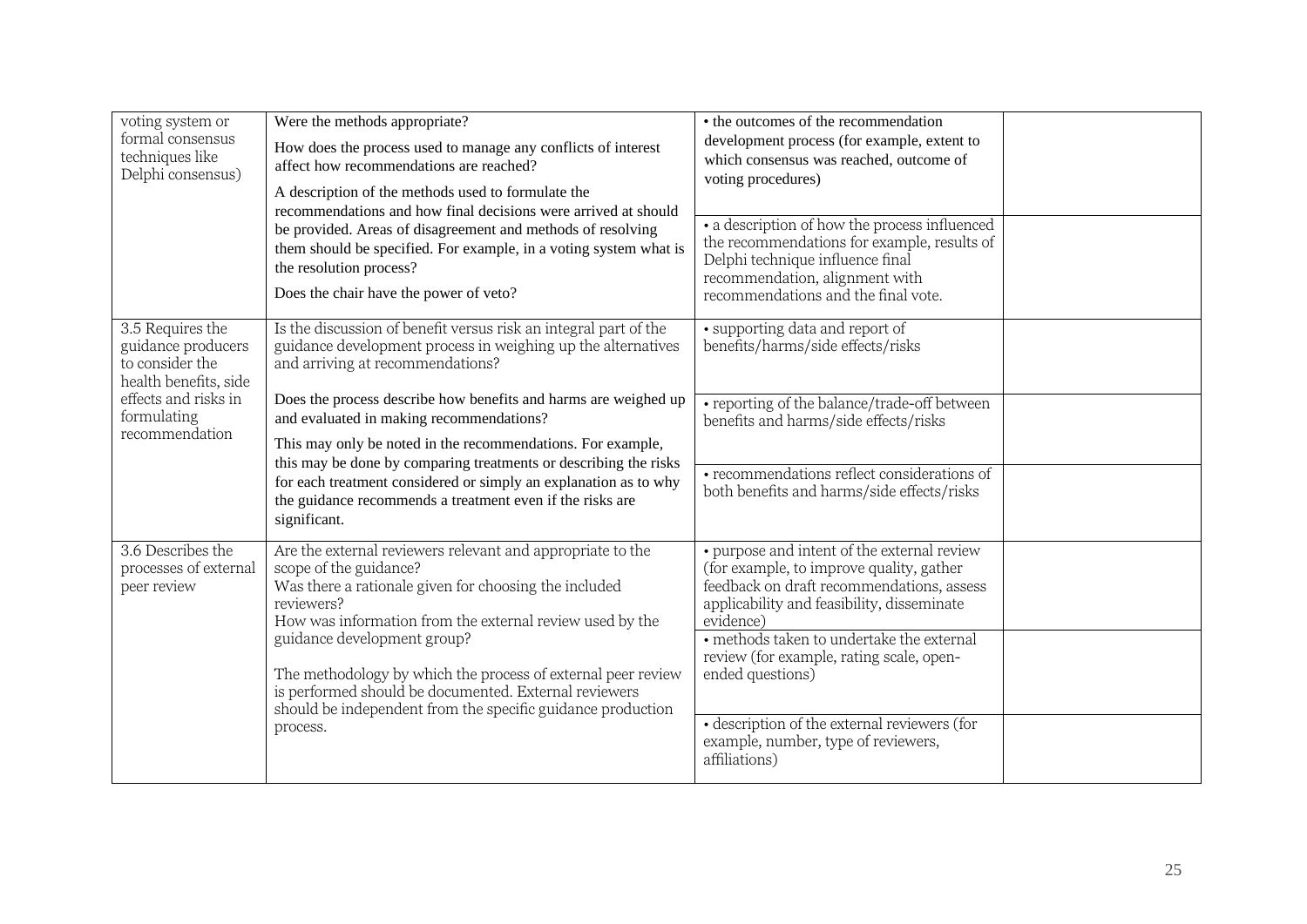| | | | |
|---|---|---|---|
| voting system or formal consensus techniques like Delphi consensus) | Were the methods appropriate?<br><br>How does the process used to manage any conflicts of interest affect how recommendations are reached?<br><br>A description of the methods used to formulate the recommendations and how final decisions were arrived at should be provided. Areas of disagreement and methods of resolving them should be specified. For example, in a voting system what is the resolution process?<br><br>Does the chair have the power of veto? | • the outcomes of the recommendation development process (for example, extent to which consensus was reached, outcome of voting procedures) | |
| | | • a description of how the process influenced the recommendations for example, results of Delphi technique influence final recommendation, alignment with recommendations and the final vote. | |
| 3.5 Requires the guidance producers to consider the health benefits, side effects and risks in formulating recommendation | Is the discussion of benefit versus risk an integral part of the guidance development process in weighing up the alternatives and arriving at recommendations?<br><br>Does the process describe how benefits and harms are weighed up and evaluated in making recommendations?<br><br>This may only be noted in the recommendations. For example, this may be done by comparing treatments or describing the risks for each treatment considered or simply an explanation as to why the guidance recommends a treatment even if the risks are significant. | • supporting data and report of benefits/harms/side effects/risks | |
| | | • reporting of the balance/trade-off between benefits and harms/side effects/risks | |
| | | • recommendations reflect considerations of both benefits and harms/side effects/risks | |
| 3.6 Describes the processes of external peer review | Are the external reviewers relevant and appropriate to the scope of the guidance?<br>Was there a rationale given for choosing the included reviewers?<br>How was information from the external review used by the guidance development group?<br><br>The methodology by which the process of external peer review is performed should be documented. External reviewers should be independent from the specific guidance production process. | • purpose and intent of the external review (for example, to improve quality, gather feedback on draft recommendations, assess applicability and feasibility, disseminate evidence) | |
| | | • methods taken to undertake the external review (for example, rating scale, open-ended questions) | |
| | | • description of the external reviewers (for example, number, type of reviewers, affiliations) | |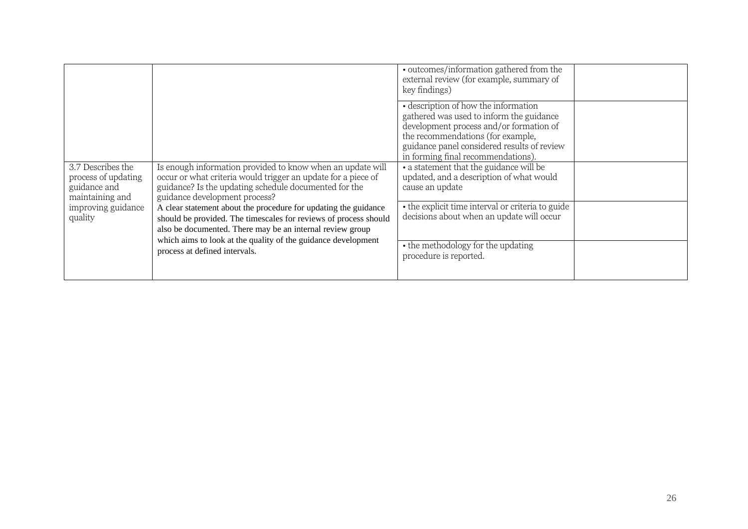| | | | |
|---|---|---|---|
| | | • outcomes/information gathered from the external review (for example, summary of key findings) | |
| | | • description of how the information gathered was used to inform the guidance development process and/or formation of the recommendations (for example, guidance panel considered results of review in forming final recommendations). | |
| 3.7 Describes the process of updating guidance and maintaining and improving guidance quality | Is enough information provided to know when an update will occur or what criteria would trigger an update for a piece of guidance? Is the updating schedule documented for the guidance development process?<br>A clear statement about the procedure for updating the guidance should be provided. The timescales for reviews of process should also be documented. There may be an internal review group which aims to look at the quality of the guidance development process at defined intervals. | • a statement that the guidance will be updated, and a description of what would cause an update | |
| | | • the explicit time interval or criteria to guide decisions about when an update will occur | |
| | | • the methodology for the updating procedure is reported. | |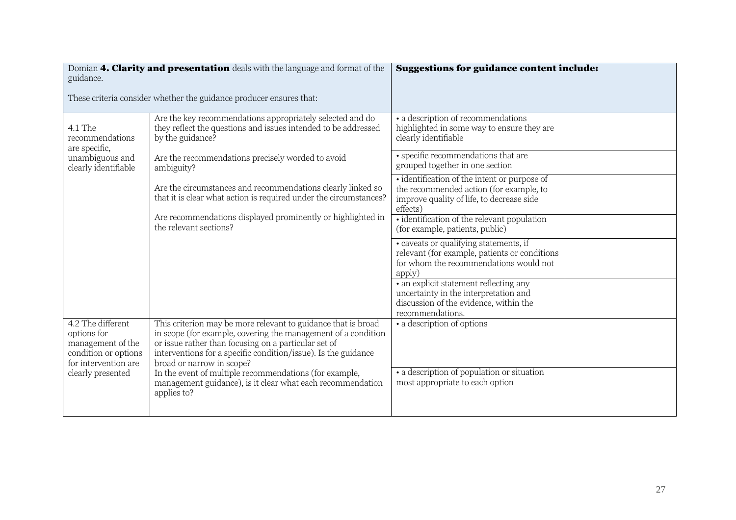| Domian **4. Clarity and presentation** deals with the language and format of the guidance.<br><br>These criteria consider whether the guidance producer ensures that: | | **Suggestions for guidance content include:** | |
|---|---|---|---|
| 4.1 The recommendations are specific, unambiguous and clearly identifiable | Are the key recommendations appropriately selected and do they reflect the questions and issues intended to be addressed by the guidance?<br><br>Are the recommendations precisely worded to avoid ambiguity?<br><br>Are the circumstances and recommendations clearly linked so that it is clear what action is required under the circumstances?<br><br>Are recommendations displayed prominently or highlighted in the relevant sections? | • a description of recommendations highlighted in some way to ensure they are clearly identifiable | |
| | | • specific recommendations that are grouped together in one section | |
| | | • identification of the intent or purpose of the recommended action (for example, to improve quality of life, to decrease side effects) | |
| | | • identification of the relevant population (for example, patients, public) | |
| | | • caveats or qualifying statements, if relevant (for example, patients or conditions for whom the recommendations would not apply) | |
| | | • an explicit statement reflecting any uncertainty in the interpretation and discussion of the evidence, within the recommendations. | |
| 4.2 The different options for management of the condition or options for intervention are clearly presented | This criterion may be more relevant to guidance that is broad in scope (for example, covering the management of a condition or issue rather than focusing on a particular set of interventions for a specific condition/issue). Is the guidance broad or narrow in scope?<br><br>In the event of multiple recommendations (for example, management guidance), is it clear what each recommendation applies to? | • a description of options | |
| | | • a description of population or situation most appropriate to each option | |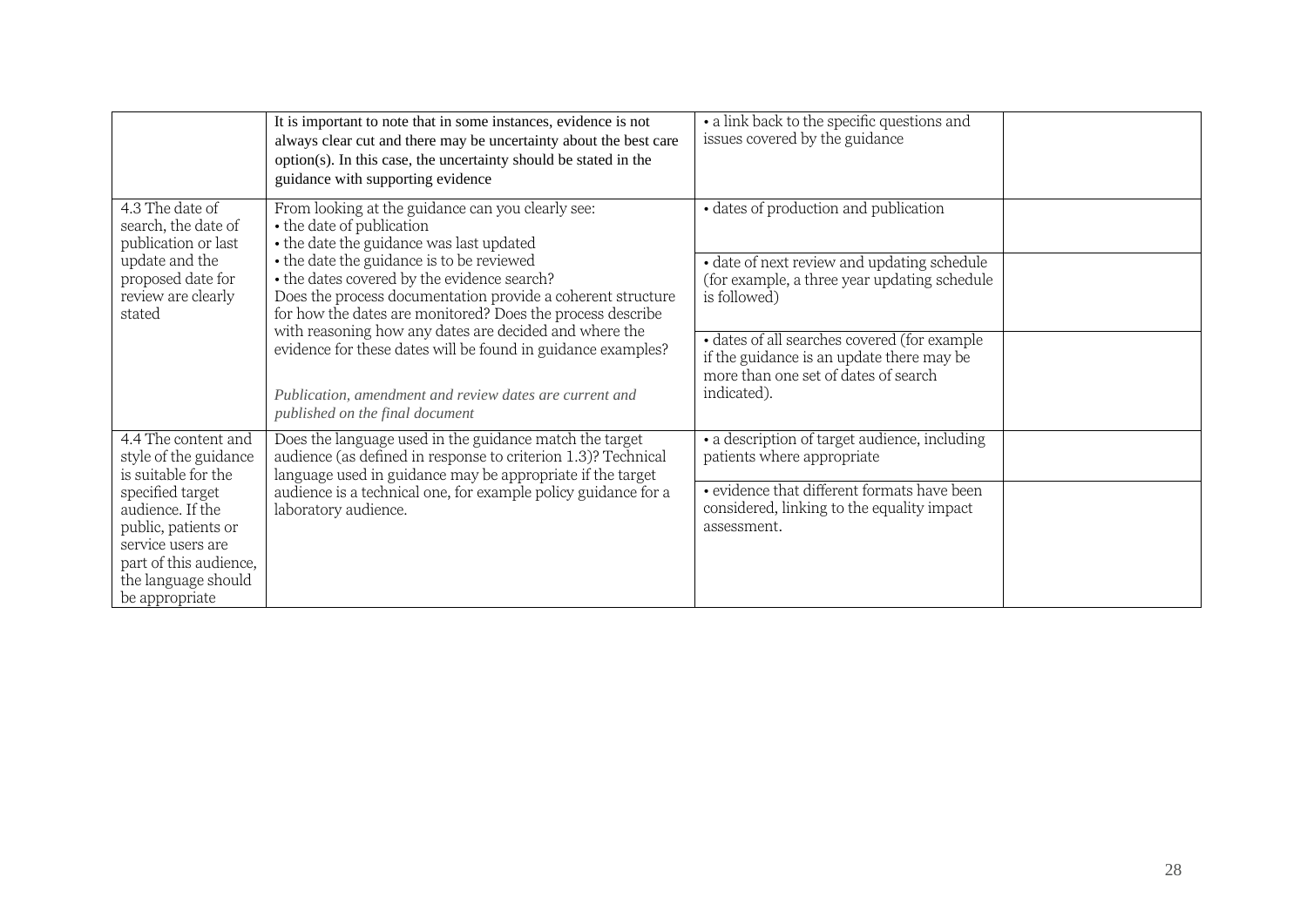| | | | |
|---|---|---|---|
| | It is important to note that in some instances, evidence is not always clear cut and there may be uncertainty about the best care option(s). In this case, the uncertainty should be stated in the guidance with supporting evidence | • a link back to the specific questions and issues covered by the guidance | |
| 4.3 The date of search, the date of publication or last update and the proposed date for review are clearly stated | From looking at the guidance can you clearly see:<br>• the date of publication<br>• the date the guidance was last updated<br>• the date the guidance is to be reviewed<br>• the dates covered by the evidence search?<br>Does the process documentation provide a coherent structure for how the dates are monitored? Does the process describe with reasoning how any dates are decided and where the evidence for these dates will be found in guidance examples?<br><br>*Publication, amendment and review dates are current and published on the final document* | • dates of production and publication | |
| | | • date of next review and updating schedule (for example, a three year updating schedule is followed) | |
| | | • dates of all searches covered (for example if the guidance is an update there may be more than one set of dates of search indicated). | |
| 4.4 The content and style of the guidance is suitable for the specified target audience. If the public, patients or service users are part of this audience, the language should be appropriate | Does the language used in the guidance match the target audience (as defined in response to criterion 1.3)? Technical language used in guidance may be appropriate if the target audience is a technical one, for example policy guidance for a laboratory audience. | • a description of target audience, including patients where appropriate | |
| | | • evidence that different formats have been considered, linking to the equality impact assessment. | |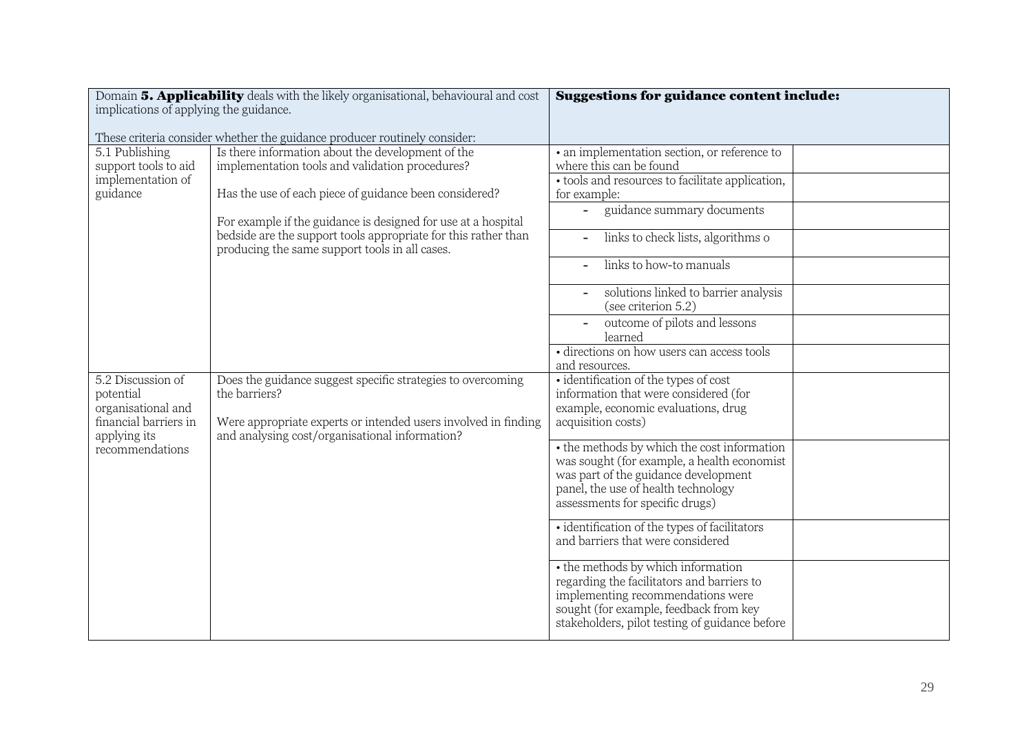| Domain **5. Applicability** deals with the likely organisational, behavioural and cost implications of applying the guidance.<br><br>These criteria consider whether the guidance producer routinely consider: | | **Suggestions for guidance content include:** | |
|---|---|---|---|
| 5.1 Publishing support tools to aid implementation of guidance | Is there information about the development of the implementation tools and validation procedures?<br><br>Has the use of each piece of guidance been considered?<br><br>For example if the guidance is designed for use at a hospital bedside are the support tools appropriate for this rather than producing the same support tools in all cases. | • an implementation section, or reference to where this can be found | |
| | | • tools and resources to facilitate application, for example: | |
| | | - guidance summary documents | |
| | | - links to check lists, algorithms o | |
| | | - links to how-to manuals | |
| | | - solutions linked to barrier analysis (see criterion 5.2) | |
| | | - outcome of pilots and lessons learned | |
| | | • directions on how users can access tools and resources. | |
| 5.2 Discussion of potential organisational and financial barriers in applying its recommendations | Does the guidance suggest specific strategies to overcoming the barriers?<br><br>Were appropriate experts or intended users involved in finding and analysing cost/organisational information? | • identification of the types of cost information that were considered (for example, economic evaluations, drug acquisition costs) | |
| | | • the methods by which the cost information was sought (for example, a health economist was part of the guidance development panel, the use of health technology assessments for specific drugs) | |
| | | • identification of the types of facilitators and barriers that were considered | |
| | | • the methods by which information regarding the facilitators and barriers to implementing recommendations were sought (for example, feedback from key stakeholders, pilot testing of guidance before | |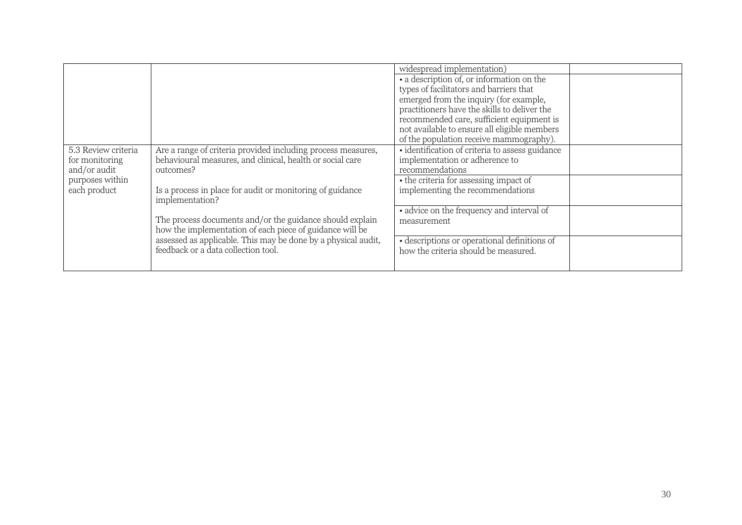| | | | |
|---|---|---|---|
| | | widespread implementation) | |
| | | • a description of, or information on the types of facilitators and barriers that emerged from the inquiry (for example, practitioners have the skills to deliver the recommended care, sufficient equipment is not available to ensure all eligible members of the population receive mammography). | |
| 5.3 Review criteria for monitoring and/or audit purposes within each product | Are a range of criteria provided including process measures, behavioural measures, and clinical, health or social care outcomes?<br><br>Is a process in place for audit or monitoring of guidance implementation?<br><br>The process documents and/or the guidance should explain how the implementation of each piece of guidance will be assessed as applicable. This may be done by a physical audit, feedback or a data collection tool. | • identification of criteria to assess guidance implementation or adherence to recommendations | |
| | | • the criteria for assessing impact of implementing the recommendations | |
| | | • advice on the frequency and interval of measurement | |
| | | • descriptions or operational definitions of how the criteria should be measured. | |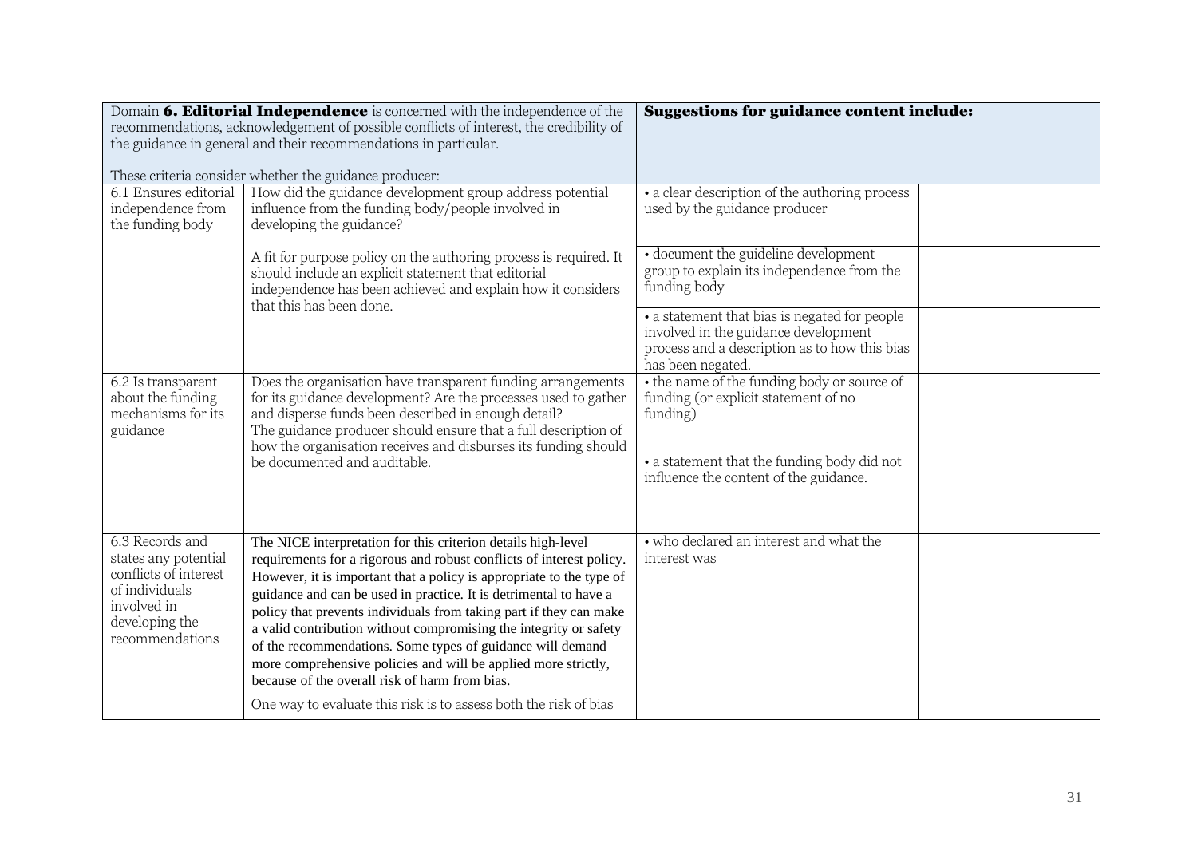| Domain **6. Editorial Independence** is concerned with the independence of the recommendations, acknowledgement of possible conflicts of interest, the credibility of the guidance in general and their recommendations in particular.<br><br>These criteria consider whether the guidance producer: | | **Suggestions for guidance content include:** | |
|---|---|---|---|
| 6.1 Ensures editorial independence from the funding body | How did the guidance development group address potential influence from the funding body/people involved in developing the guidance?<br><br>A fit for purpose policy on the authoring process is required. It should include an explicit statement that editorial independence has been achieved and explain how it considers that this has been done. | • a clear description of the authoring process used by the guidance producer | |
| | | • document the guideline development group to explain its independence from the funding body | |
| | | • a statement that bias is negated for people involved in the guidance development process and a description as to how this bias has been negated. | |
| 6.2 Is transparent about the funding mechanisms for its guidance | Does the organisation have transparent funding arrangements for its guidance development? Are the processes used to gather and disperse funds been described in enough detail?<br>The guidance producer should ensure that a full description of how the organisation receives and disburses its funding should be documented and auditable. | • the name of the funding body or source of funding (or explicit statement of no funding) | |
| | | • a statement that the funding body did not influence the content of the guidance. | |
| 6.3 Records and states any potential conflicts of interest of individuals involved in developing the recommendations | The NICE interpretation for this criterion details high-level requirements for a rigorous and robust conflicts of interest policy. However, it is important that a policy is appropriate to the type of guidance and can be used in practice. It is detrimental to have a policy that prevents individuals from taking part if they can make a valid contribution without compromising the integrity or safety of the recommendations. Some types of guidance will demand more comprehensive policies and will be applied more strictly, because of the overall risk of harm from bias.<br><br>One way to evaluate this risk is to assess both the risk of bias | • who declared an interest and what the interest was | |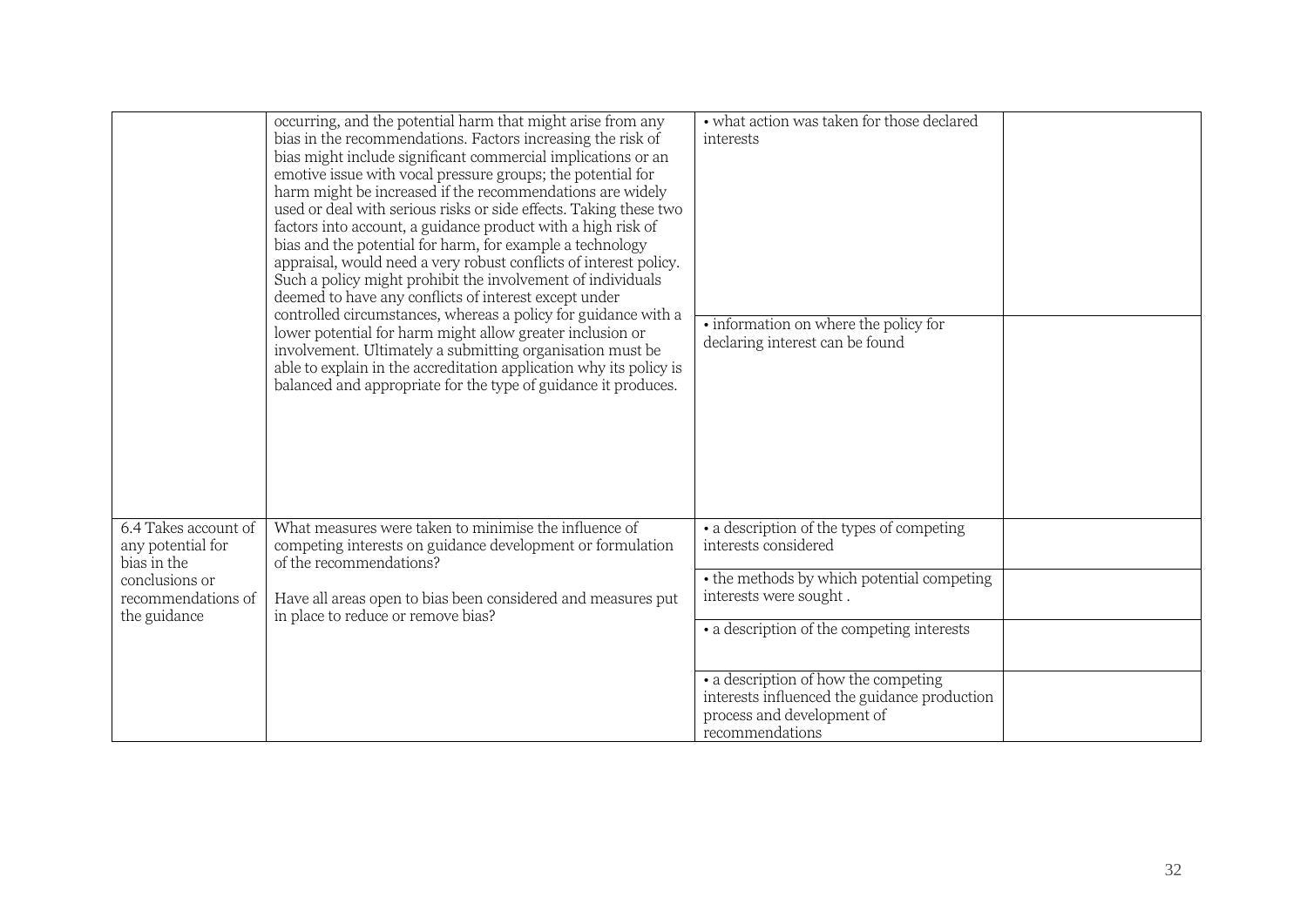| | | | |
|---|---|---|---|
| | occurring, and the potential harm that might arise from any bias in the recommendations. Factors increasing the risk of bias might include significant commercial implications or an emotive issue with vocal pressure groups; the potential for harm might be increased if the recommendations are widely used or deal with serious risks or side effects. Taking these two factors into account, a guidance product with a high risk of bias and the potential for harm, for example a technology appraisal, would need a very robust conflicts of interest policy. Such a policy might prohibit the involvement of individuals deemed to have any conflicts of interest except under controlled circumstances, whereas a policy for guidance with a lower potential for harm might allow greater inclusion or involvement. Ultimately a submitting organisation must be able to explain in the accreditation application why its policy is balanced and appropriate for the type of guidance it produces. | • what action was taken for those declared interests | |
| | | • information on where the policy for declaring interest can be found | |
| 6.4 Takes account of any potential for bias in the conclusions or recommendations of the guidance | What measures were taken to minimise the influence of competing interests on guidance development or formulation of the recommendations?<br><br>Have all areas open to bias been considered and measures put in place to reduce or remove bias? | • a description of the types of competing interests considered | |
| | | • the methods by which potential competing interests were sought . | |
| | | • a description of the competing interests | |
| | | • a description of how the competing interests influenced the guidance production process and development of recommendations | |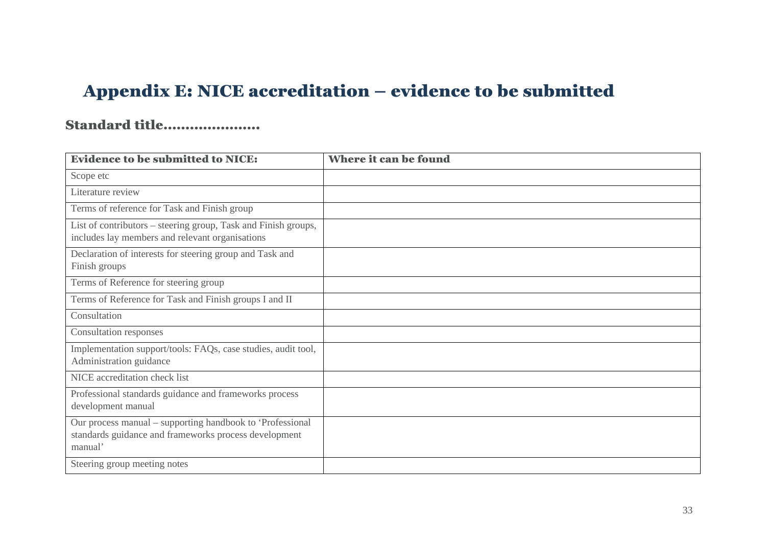# Appendix E: NICE accreditation – evidence to be submitted

## Standard title………………….

| Evidence to be submitted to NICE: | Where it can be found |
|---|---|
| Scope etc | |
| Literature review | |
| Terms of reference for Task and Finish group | |
| List of contributors – steering group, Task and Finish groups, includes lay members and relevant organisations | |
| Declaration of interests for steering group and Task and Finish groups | |
| Terms of Reference for steering group | |
| Terms of Reference for Task and Finish groups I and II | |
| Consultation | |
| Consultation responses | |
| Implementation support/tools: FAQs, case studies, audit tool, Administration guidance | |
| NICE accreditation check list | |
| Professional standards guidance and frameworks process development manual | |
| Our process manual – supporting handbook to 'Professional standards guidance and frameworks process development manual' | |
| Steering group meeting notes | |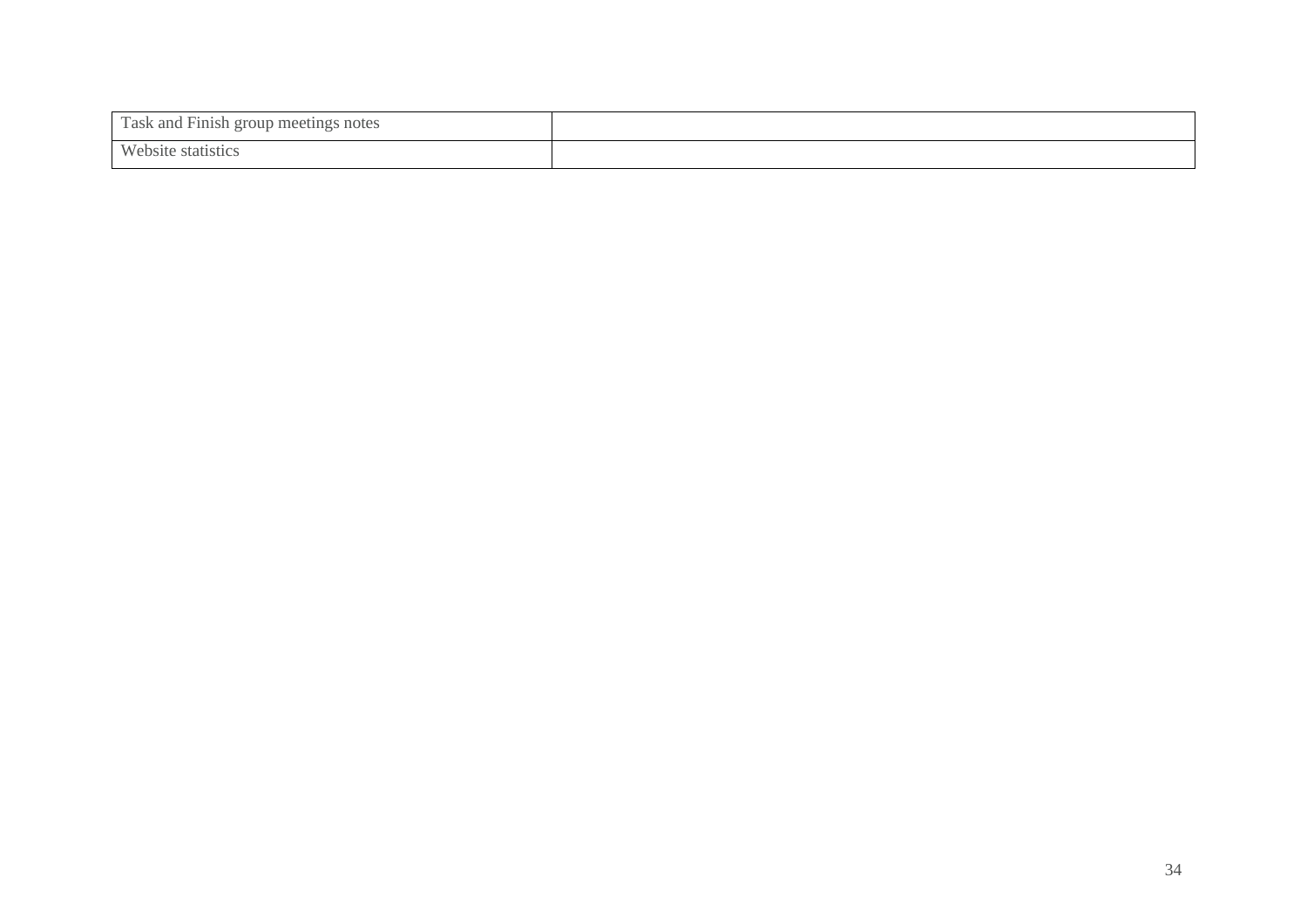| | |
|---|---|
| Task and Finish group meetings notes | |
| Website statistics | |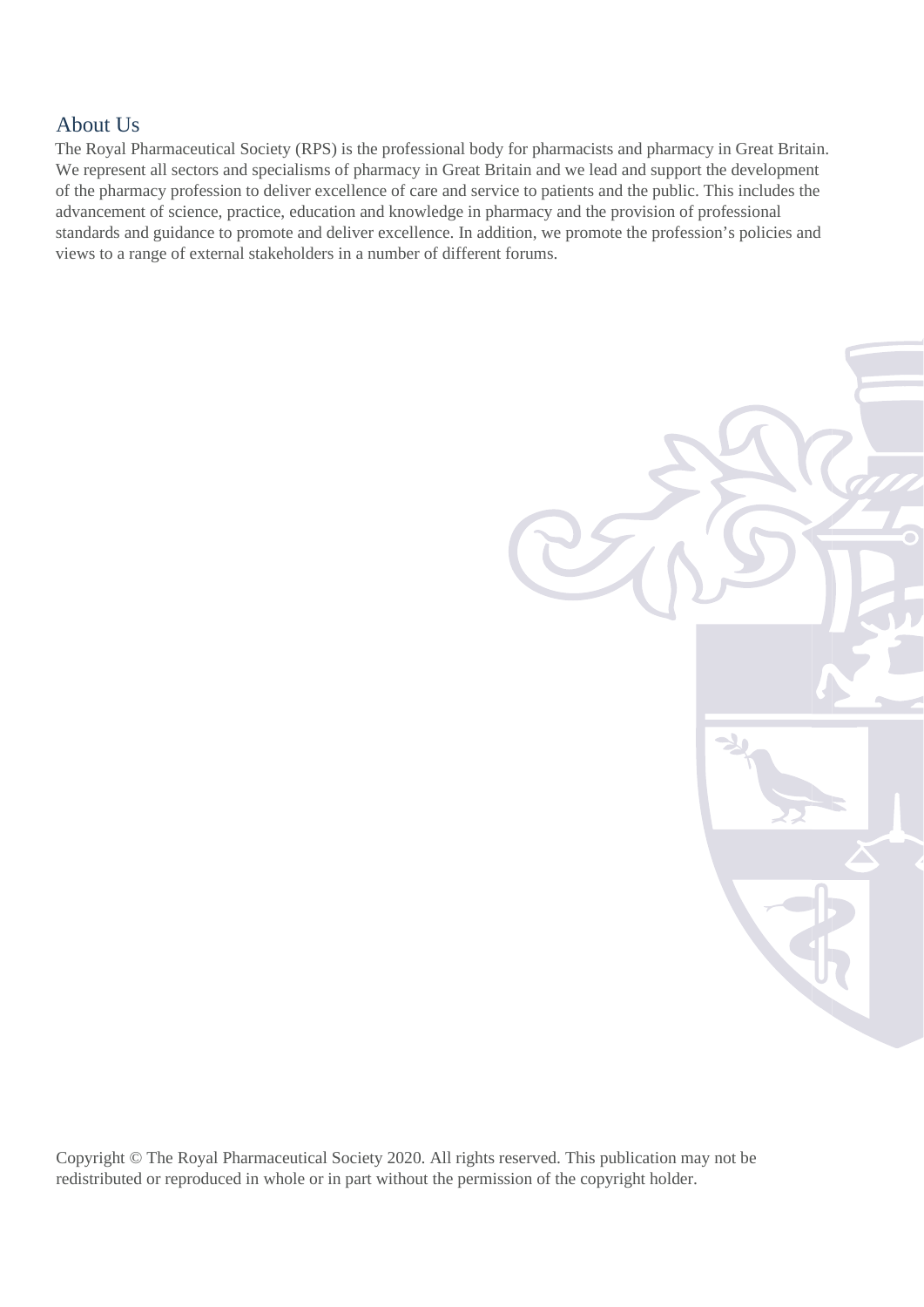## About Us

The Royal Pharmaceutical Society (RPS) is the professional body for pharmacists and pharmacy in Great Britain. We represent all sectors and specialisms of pharmacy in Great Britain and we lead and support the development of the pharmacy profession to deliver excellence of care and service to patients and the public. This includes the advancement of science, practice, education and knowledge in pharmacy and the provision of professional standards and guidance to promote and deliver excellence. In addition, we promote the profession's policies and views to a range of external stakeholders in a number of different forums.

Copyright © The Royal Pharmaceutical Society 2020. All rights reserved. This publication may not be redistributed or reproduced in whole or in part without the permission of the copyright holder.